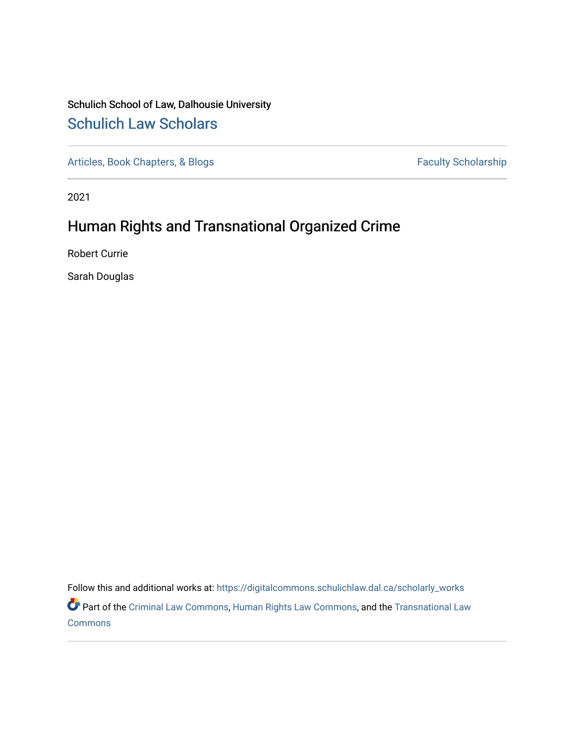Schulich School of Law, Dalhousie University

# Schulich Law Scholars

Articles, Book Chapters, & Blogs

Faculty Scholarship

2021

## Human Rights and Transnational Organized Crime

Robert Currie

Sarah Douglas

Follow this and additional works at: https://digitalcommons.schulichlaw.dal.ca/scholarly_works

Part of the Criminal Law Commons, Human Rights Law Commons, and the Transnational Law Commons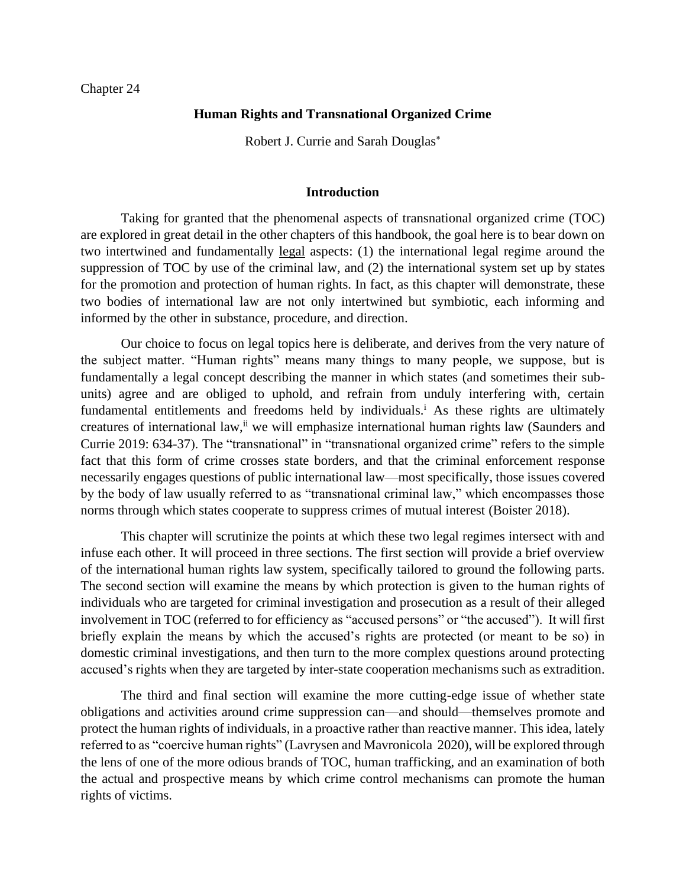Chapter 24

## Human Rights and Transnational Organized Crime

Robert J. Currie and Sarah Douglas[*]

### Introduction

Taking for granted that the phenomenal aspects of transnational organized crime (TOC) are explored in great detail in the other chapters of this handbook, the goal here is to bear down on two intertwined and fundamentally legal aspects: (1) the international legal regime around the suppression of TOC by use of the criminal law, and (2) the international system set up by states for the promotion and protection of human rights. In fact, as this chapter will demonstrate, these two bodies of international law are not only intertwined but symbiotic, each informing and informed by the other in substance, procedure, and direction.

Our choice to focus on legal topics here is deliberate, and derives from the very nature of the subject matter. "Human rights" means many things to many people, we suppose, but is fundamentally a legal concept describing the manner in which states (and sometimes their sub-units) agree and are obliged to uphold, and refrain from unduly interfering with, certain fundamental entitlements and freedoms held by individuals.[i] As these rights are ultimately creatures of international law,[ii] we will emphasize international human rights law (Saunders and Currie 2019: 634-37). The "transnational" in "transnational organized crime" refers to the simple fact that this form of crime crosses state borders, and that the criminal enforcement response necessarily engages questions of public international law—most specifically, those issues covered by the body of law usually referred to as "transnational criminal law," which encompasses those norms through which states cooperate to suppress crimes of mutual interest (Boister 2018).

This chapter will scrutinize the points at which these two legal regimes intersect with and infuse each other. It will proceed in three sections. The first section will provide a brief overview of the international human rights law system, specifically tailored to ground the following parts. The second section will examine the means by which protection is given to the human rights of individuals who are targeted for criminal investigation and prosecution as a result of their alleged involvement in TOC (referred to for efficiency as "accused persons" or "the accused"). It will first briefly explain the means by which the accused's rights are protected (or meant to be so) in domestic criminal investigations, and then turn to the more complex questions around protecting accused's rights when they are targeted by inter-state cooperation mechanisms such as extradition.

The third and final section will examine the more cutting-edge issue of whether state obligations and activities around crime suppression can—and should—themselves promote and protect the human rights of individuals, in a proactive rather than reactive manner. This idea, lately referred to as "coercive human rights" (Lavrysen and Mavronicola 2020), will be explored through the lens of one of the more odious brands of TOC, human trafficking, and an examination of both the actual and prospective means by which crime control mechanisms can promote the human rights of victims.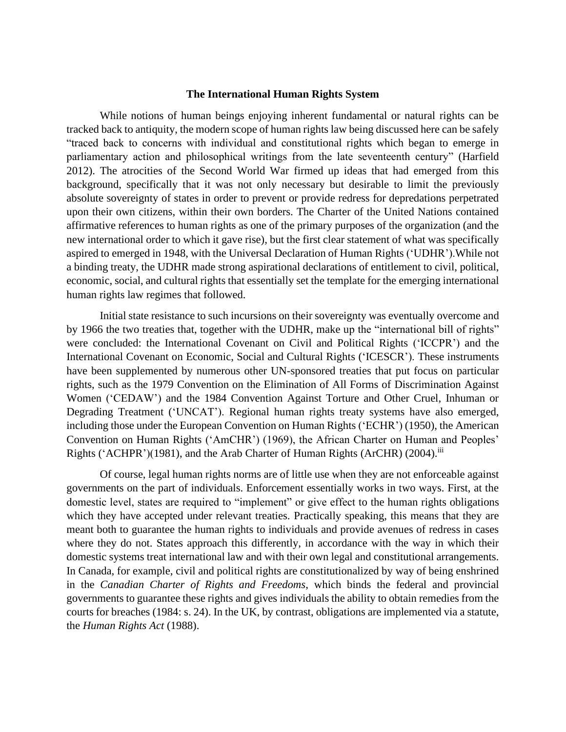**The International Human Rights System**

While notions of human beings enjoying inherent fundamental or natural rights can be tracked back to antiquity, the modern scope of human rights law being discussed here can be safely "traced back to concerns with individual and constitutional rights which began to emerge in parliamentary action and philosophical writings from the late seventeenth century" (Harfield 2012). The atrocities of the Second World War firmed up ideas that had emerged from this background, specifically that it was not only necessary but desirable to limit the previously absolute sovereignty of states in order to prevent or provide redress for depredations perpetrated upon their own citizens, within their own borders. The Charter of the United Nations contained affirmative references to human rights as one of the primary purposes of the organization (and the new international order to which it gave rise), but the first clear statement of what was specifically aspired to emerged in 1948, with the Universal Declaration of Human Rights ('UDHR').While not a binding treaty, the UDHR made strong aspirational declarations of entitlement to civil, political, economic, social, and cultural rights that essentially set the template for the emerging international human rights law regimes that followed.

Initial state resistance to such incursions on their sovereignty was eventually overcome and by 1966 the two treaties that, together with the UDHR, make up the "international bill of rights" were concluded: the International Covenant on Civil and Political Rights ('ICCPR') and the International Covenant on Economic, Social and Cultural Rights ('ICESCR'). These instruments have been supplemented by numerous other UN-sponsored treaties that put focus on particular rights, such as the 1979 Convention on the Elimination of All Forms of Discrimination Against Women ('CEDAW') and the 1984 Convention Against Torture and Other Cruel, Inhuman or Degrading Treatment ('UNCAT'). Regional human rights treaty systems have also emerged, including those under the European Convention on Human Rights ('ECHR') (1950), the American Convention on Human Rights ('AmCHR') (1969), the African Charter on Human and Peoples' Rights ('ACHPR')(1981), and the Arab Charter of Human Rights (ArCHR) (2004).[iii]

Of course, legal human rights norms are of little use when they are not enforceable against governments on the part of individuals. Enforcement essentially works in two ways. First, at the domestic level, states are required to "implement" or give effect to the human rights obligations which they have accepted under relevant treaties. Practically speaking, this means that they are meant both to guarantee the human rights to individuals and provide avenues of redress in cases where they do not. States approach this differently, in accordance with the way in which their domestic systems treat international law and with their own legal and constitutional arrangements. In Canada, for example, civil and political rights are constitutionalized by way of being enshrined in the *Canadian Charter of Rights and Freedoms*, which binds the federal and provincial governments to guarantee these rights and gives individuals the ability to obtain remedies from the courts for breaches (1984: s. 24). In the UK, by contrast, obligations are implemented via a statute, the *Human Rights Act* (1988).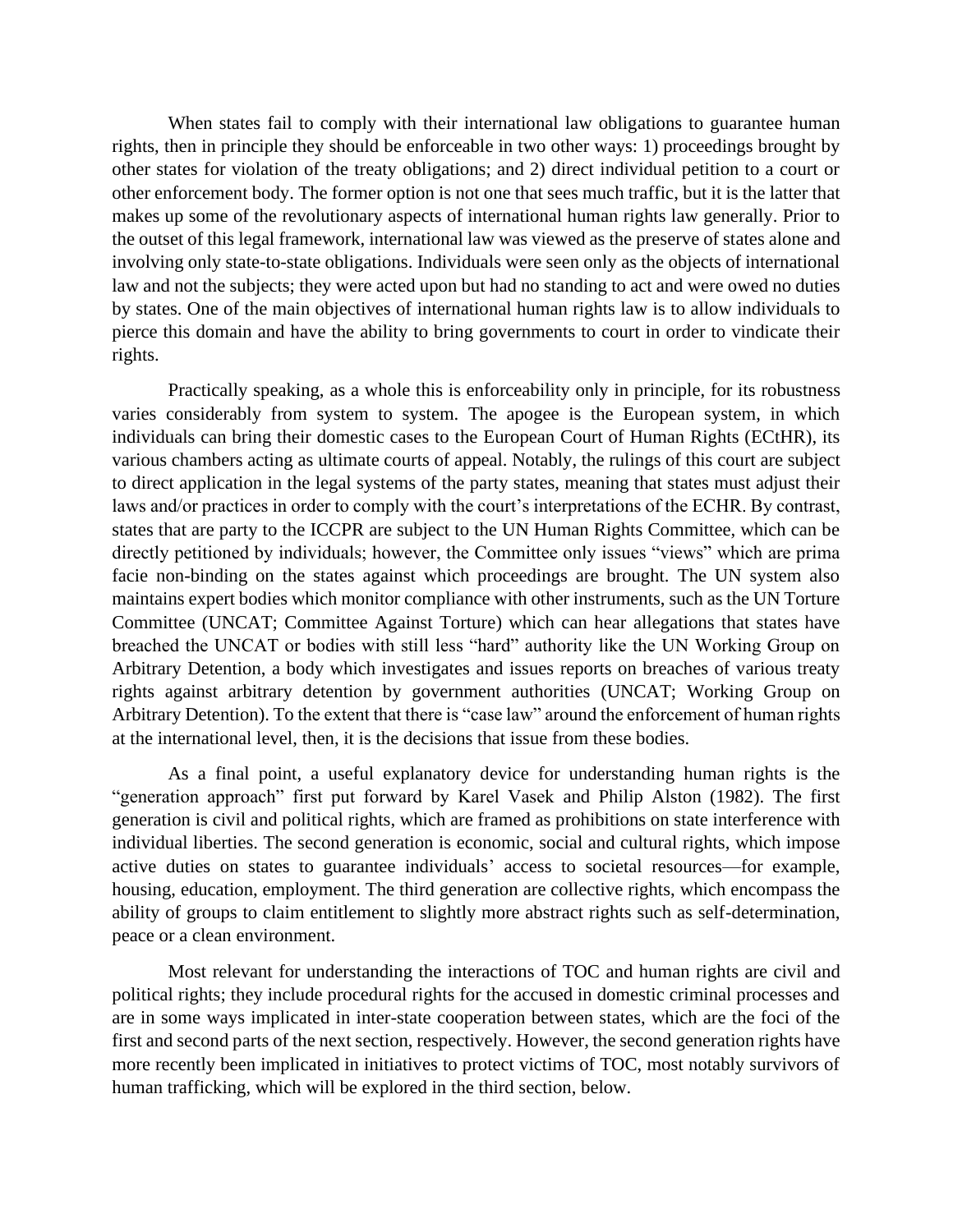When states fail to comply with their international law obligations to guarantee human rights, then in principle they should be enforceable in two other ways: 1) proceedings brought by other states for violation of the treaty obligations; and 2) direct individual petition to a court or other enforcement body. The former option is not one that sees much traffic, but it is the latter that makes up some of the revolutionary aspects of international human rights law generally. Prior to the outset of this legal framework, international law was viewed as the preserve of states alone and involving only state-to-state obligations. Individuals were seen only as the objects of international law and not the subjects; they were acted upon but had no standing to act and were owed no duties by states. One of the main objectives of international human rights law is to allow individuals to pierce this domain and have the ability to bring governments to court in order to vindicate their rights.

Practically speaking, as a whole this is enforceability only in principle, for its robustness varies considerably from system to system. The apogee is the European system, in which individuals can bring their domestic cases to the European Court of Human Rights (ECtHR), its various chambers acting as ultimate courts of appeal. Notably, the rulings of this court are subject to direct application in the legal systems of the party states, meaning that states must adjust their laws and/or practices in order to comply with the court's interpretations of the ECHR. By contrast, states that are party to the ICCPR are subject to the UN Human Rights Committee, which can be directly petitioned by individuals; however, the Committee only issues "views" which are prima facie non-binding on the states against which proceedings are brought. The UN system also maintains expert bodies which monitor compliance with other instruments, such as the UN Torture Committee (UNCAT; Committee Against Torture) which can hear allegations that states have breached the UNCAT or bodies with still less "hard" authority like the UN Working Group on Arbitrary Detention, a body which investigates and issues reports on breaches of various treaty rights against arbitrary detention by government authorities (UNCAT; Working Group on Arbitrary Detention). To the extent that there is "case law" around the enforcement of human rights at the international level, then, it is the decisions that issue from these bodies.

As a final point, a useful explanatory device for understanding human rights is the "generation approach" first put forward by Karel Vasek and Philip Alston (1982). The first generation is civil and political rights, which are framed as prohibitions on state interference with individual liberties. The second generation is economic, social and cultural rights, which impose active duties on states to guarantee individuals' access to societal resources—for example, housing, education, employment. The third generation are collective rights, which encompass the ability of groups to claim entitlement to slightly more abstract rights such as self-determination, peace or a clean environment.

Most relevant for understanding the interactions of TOC and human rights are civil and political rights; they include procedural rights for the accused in domestic criminal processes and are in some ways implicated in inter-state cooperation between states, which are the foci of the first and second parts of the next section, respectively. However, the second generation rights have more recently been implicated in initiatives to protect victims of TOC, most notably survivors of human trafficking, which will be explored in the third section, below.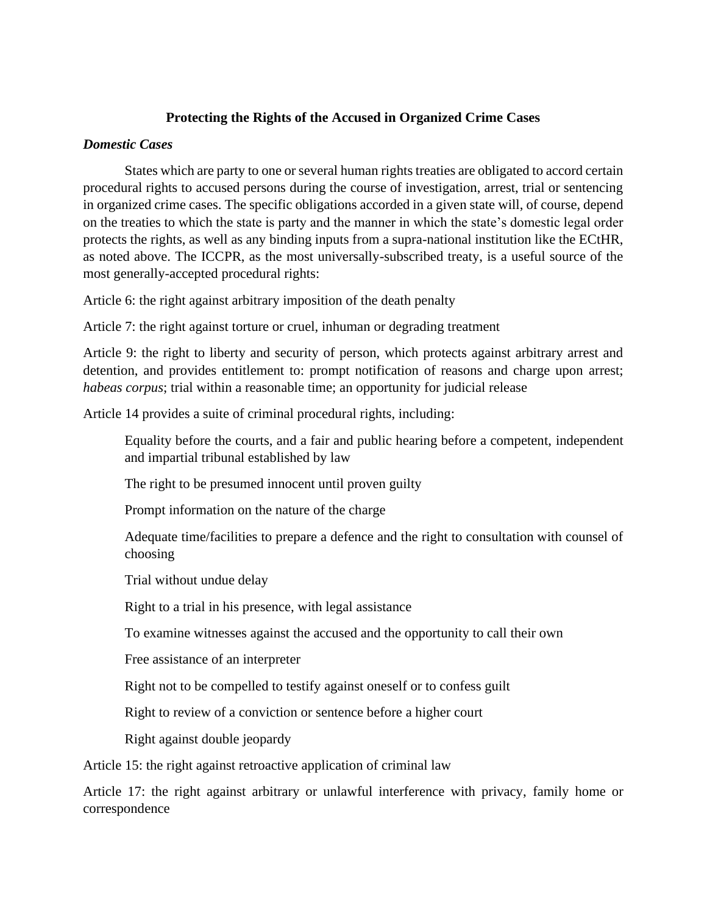**Protecting the Rights of the Accused in Organized Crime Cases**

***Domestic Cases***

States which are party to one or several human rights treaties are obligated to accord certain procedural rights to accused persons during the course of investigation, arrest, trial or sentencing in organized crime cases. The specific obligations accorded in a given state will, of course, depend on the treaties to which the state is party and the manner in which the state's domestic legal order protects the rights, as well as any binding inputs from a supra-national institution like the ECtHR, as noted above. The ICCPR, as the most universally-subscribed treaty, is a useful source of the most generally-accepted procedural rights:

Article 6: the right against arbitrary imposition of the death penalty

Article 7: the right against torture or cruel, inhuman or degrading treatment

Article 9: the right to liberty and security of person, which protects against arbitrary arrest and detention, and provides entitlement to: prompt notification of reasons and charge upon arrest; *habeas corpus*; trial within a reasonable time; an opportunity for judicial release

Article 14 provides a suite of criminal procedural rights, including:

> Equality before the courts, and a fair and public hearing before a competent, independent and impartial tribunal established by law
>
> The right to be presumed innocent until proven guilty
>
> Prompt information on the nature of the charge
>
> Adequate time/facilities to prepare a defence and the right to consultation with counsel of choosing
>
> Trial without undue delay
>
> Right to a trial in his presence, with legal assistance
>
> To examine witnesses against the accused and the opportunity to call their own
>
> Free assistance of an interpreter
>
> Right not to be compelled to testify against oneself or to confess guilt
>
> Right to review of a conviction or sentence before a higher court
>
> Right against double jeopardy

Article 15: the right against retroactive application of criminal law

Article 17: the right against arbitrary or unlawful interference with privacy, family home or correspondence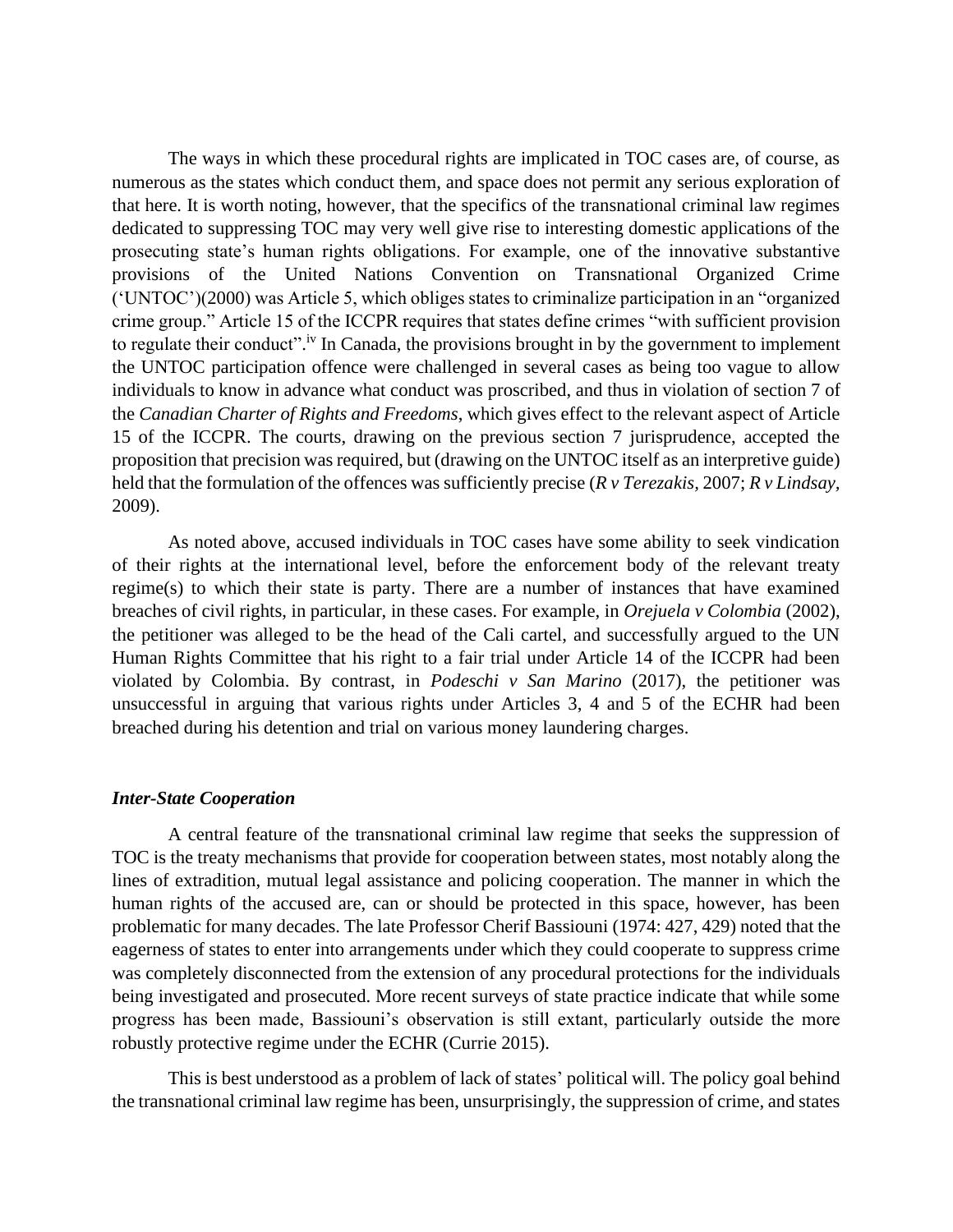The ways in which these procedural rights are implicated in TOC cases are, of course, as numerous as the states which conduct them, and space does not permit any serious exploration of that here. It is worth noting, however, that the specifics of the transnational criminal law regimes dedicated to suppressing TOC may very well give rise to interesting domestic applications of the prosecuting state's human rights obligations. For example, one of the innovative substantive provisions of the United Nations Convention on Transnational Organized Crime ('UNTOC')(2000) was Article 5, which obliges states to criminalize participation in an "organized crime group." Article 15 of the ICCPR requires that states define crimes "with sufficient provision to regulate their conduct".[iv] In Canada, the provisions brought in by the government to implement the UNTOC participation offence were challenged in several cases as being too vague to allow individuals to know in advance what conduct was proscribed, and thus in violation of section 7 of the *Canadian Charter of Rights and Freedoms*, which gives effect to the relevant aspect of Article 15 of the ICCPR. The courts, drawing on the previous section 7 jurisprudence, accepted the proposition that precision was required, but (drawing on the UNTOC itself as an interpretive guide) held that the formulation of the offences was sufficiently precise (*R v Terezakis*, 2007; *R v Lindsay*, 2009).

As noted above, accused individuals in TOC cases have some ability to seek vindication of their rights at the international level, before the enforcement body of the relevant treaty regime(s) to which their state is party. There are a number of instances that have examined breaches of civil rights, in particular, in these cases. For example, in *Orejuela v Colombia* (2002), the petitioner was alleged to be the head of the Cali cartel, and successfully argued to the UN Human Rights Committee that his right to a fair trial under Article 14 of the ICCPR had been violated by Colombia. By contrast, in *Podeschi v San Marino* (2017), the petitioner was unsuccessful in arguing that various rights under Articles 3, 4 and 5 of the ECHR had been breached during his detention and trial on various money laundering charges.

### *Inter-State Cooperation*

A central feature of the transnational criminal law regime that seeks the suppression of TOC is the treaty mechanisms that provide for cooperation between states, most notably along the lines of extradition, mutual legal assistance and policing cooperation. The manner in which the human rights of the accused are, can or should be protected in this space, however, has been problematic for many decades. The late Professor Cherif Bassiouni (1974: 427, 429) noted that the eagerness of states to enter into arrangements under which they could cooperate to suppress crime was completely disconnected from the extension of any procedural protections for the individuals being investigated and prosecuted. More recent surveys of state practice indicate that while some progress has been made, Bassiouni's observation is still extant, particularly outside the more robustly protective regime under the ECHR (Currie 2015).

This is best understood as a problem of lack of states' political will. The policy goal behind the transnational criminal law regime has been, unsurprisingly, the suppression of crime, and states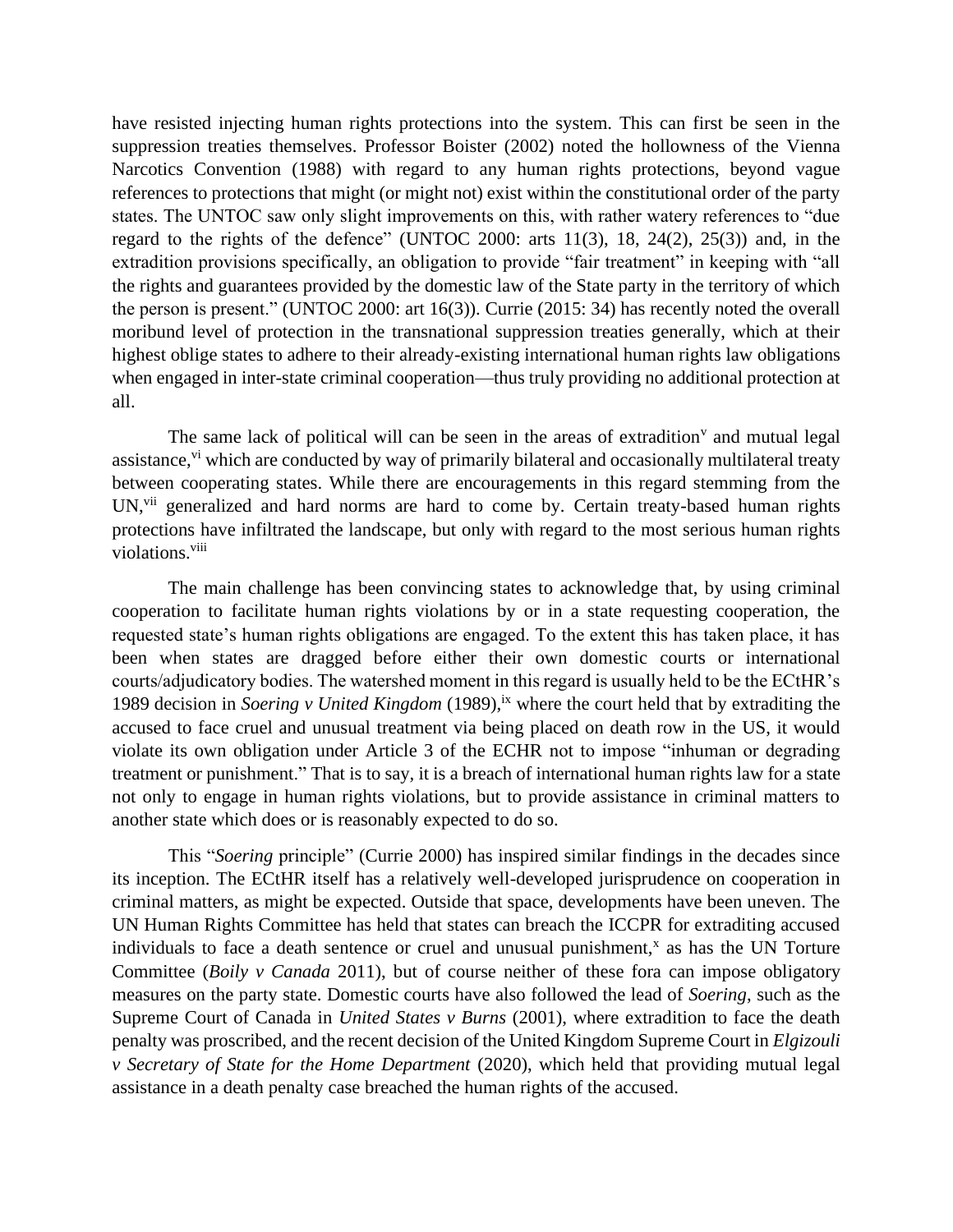have resisted injecting human rights protections into the system. This can first be seen in the suppression treaties themselves. Professor Boister (2002) noted the hollowness of the Vienna Narcotics Convention (1988) with regard to any human rights protections, beyond vague references to protections that might (or might not) exist within the constitutional order of the party states. The UNTOC saw only slight improvements on this, with rather watery references to "due regard to the rights of the defence" (UNTOC 2000: arts 11(3), 18, 24(2), 25(3)) and, in the extradition provisions specifically, an obligation to provide "fair treatment" in keeping with "all the rights and guarantees provided by the domestic law of the State party in the territory of which the person is present." (UNTOC 2000: art 16(3)). Currie (2015: 34) has recently noted the overall moribund level of protection in the transnational suppression treaties generally, which at their highest oblige states to adhere to their already-existing international human rights law obligations when engaged in inter-state criminal cooperation—thus truly providing no additional protection at all.

The same lack of political will can be seen in the areas of extradition[v] and mutual legal assistance,[vi] which are conducted by way of primarily bilateral and occasionally multilateral treaty between cooperating states. While there are encouragements in this regard stemming from the UN,[vii] generalized and hard norms are hard to come by. Certain treaty-based human rights protections have infiltrated the landscape, but only with regard to the most serious human rights violations.[viii]

The main challenge has been convincing states to acknowledge that, by using criminal cooperation to facilitate human rights violations by or in a state requesting cooperation, the requested state's human rights obligations are engaged. To the extent this has taken place, it has been when states are dragged before either their own domestic courts or international courts/adjudicatory bodies. The watershed moment in this regard is usually held to be the ECtHR's 1989 decision in *Soering v United Kingdom* (1989),[ix] where the court held that by extraditing the accused to face cruel and unusual treatment via being placed on death row in the US, it would violate its own obligation under Article 3 of the ECHR not to impose "inhuman or degrading treatment or punishment." That is to say, it is a breach of international human rights law for a state not only to engage in human rights violations, but to provide assistance in criminal matters to another state which does or is reasonably expected to do so.

This "*Soering* principle" (Currie 2000) has inspired similar findings in the decades since its inception. The ECtHR itself has a relatively well-developed jurisprudence on cooperation in criminal matters, as might be expected. Outside that space, developments have been uneven. The UN Human Rights Committee has held that states can breach the ICCPR for extraditing accused individuals to face a death sentence or cruel and unusual punishment,[x] as has the UN Torture Committee (*Boily v Canada* 2011), but of course neither of these fora can impose obligatory measures on the party state. Domestic courts have also followed the lead of *Soering*, such as the Supreme Court of Canada in *United States v Burns* (2001), where extradition to face the death penalty was proscribed, and the recent decision of the United Kingdom Supreme Court in *Elgizouli v Secretary of State for the Home Department* (2020), which held that providing mutual legal assistance in a death penalty case breached the human rights of the accused.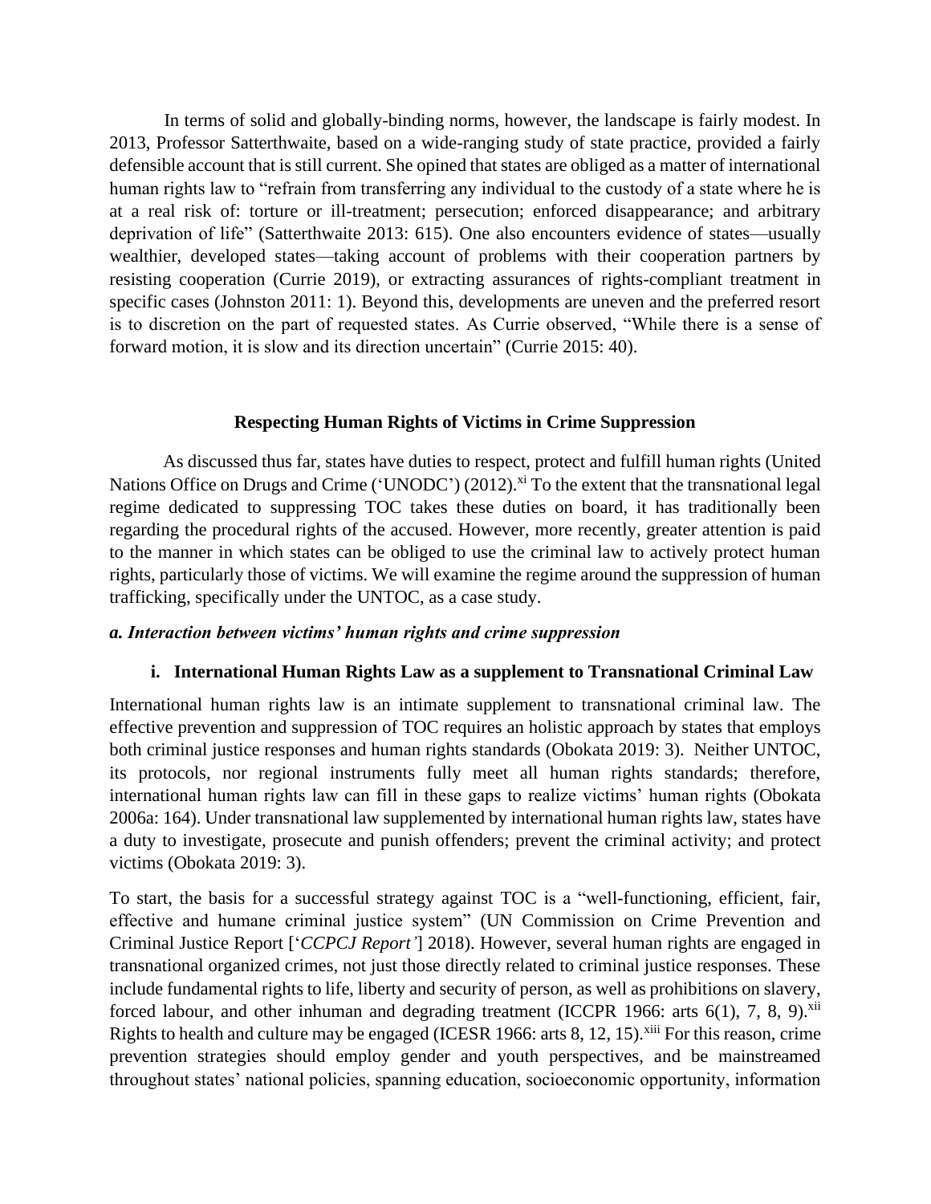In terms of solid and globally-binding norms, however, the landscape is fairly modest. In 2013, Professor Satterthwaite, based on a wide-ranging study of state practice, provided a fairly defensible account that is still current. She opined that states are obliged as a matter of international human rights law to "refrain from transferring any individual to the custody of a state where he is at a real risk of: torture or ill-treatment; persecution; enforced disappearance; and arbitrary deprivation of life" (Satterthwaite 2013: 615). One also encounters evidence of states—usually wealthier, developed states—taking account of problems with their cooperation partners by resisting cooperation (Currie 2019), or extracting assurances of rights-compliant treatment in specific cases (Johnston 2011: 1). Beyond this, developments are uneven and the preferred resort is to discretion on the part of requested states. As Currie observed, "While there is a sense of forward motion, it is slow and its direction uncertain" (Currie 2015: 40).

## Respecting Human Rights of Victims in Crime Suppression

As discussed thus far, states have duties to respect, protect and fulfill human rights (United Nations Office on Drugs and Crime ('UNODC') (2012).[xi] To the extent that the transnational legal regime dedicated to suppressing TOC takes these duties on board, it has traditionally been regarding the procedural rights of the accused. However, more recently, greater attention is paid to the manner in which states can be obliged to use the criminal law to actively protect human rights, particularly those of victims. We will examine the regime around the suppression of human trafficking, specifically under the UNTOC, as a case study.

### *a. Interaction between victims' human rights and crime suppression*

#### i. International Human Rights Law as a supplement to Transnational Criminal Law

International human rights law is an intimate supplement to transnational criminal law. The effective prevention and suppression of TOC requires an holistic approach by states that employs both criminal justice responses and human rights standards (Obokata 2019: 3). Neither UNTOC, its protocols, nor regional instruments fully meet all human rights standards; therefore, international human rights law can fill in these gaps to realize victims' human rights (Obokata 2006a: 164). Under transnational law supplemented by international human rights law, states have a duty to investigate, prosecute and punish offenders; prevent the criminal activity; and protect victims (Obokata 2019: 3).

To start, the basis for a successful strategy against TOC is a "well-functioning, efficient, fair, effective and humane criminal justice system" (UN Commission on Crime Prevention and Criminal Justice Report ['*CCPCJ Report'*] 2018). However, several human rights are engaged in transnational organized crimes, not just those directly related to criminal justice responses. These include fundamental rights to life, liberty and security of person, as well as prohibitions on slavery, forced labour, and other inhuman and degrading treatment (ICCPR 1966: arts 6(1), 7, 8, 9).[xii] Rights to health and culture may be engaged (ICESR 1966: arts 8, 12, 15).[xiii] For this reason, crime prevention strategies should employ gender and youth perspectives, and be mainstreamed throughout states' national policies, spanning education, socioeconomic opportunity, information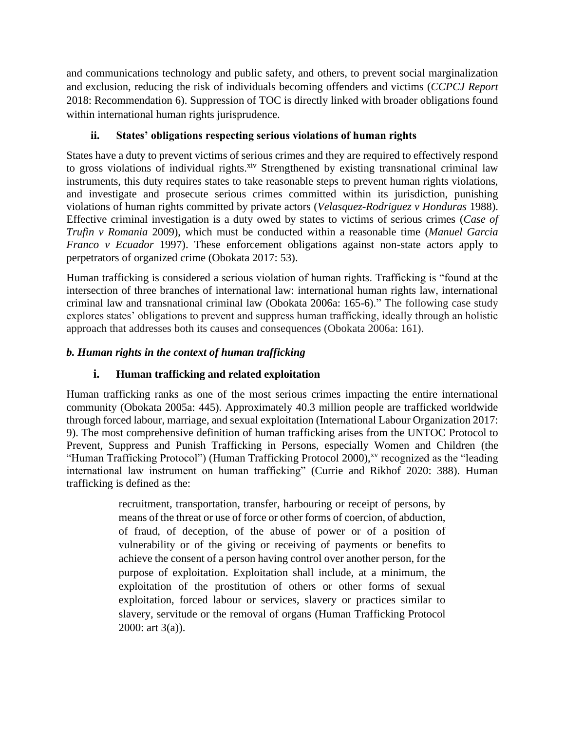and communications technology and public safety, and others, to prevent social marginalization and exclusion, reducing the risk of individuals becoming offenders and victims (*CCPCJ Report* 2018: Recommendation 6). Suppression of TOC is directly linked with broader obligations found within international human rights jurisprudence.

### ii. States' obligations respecting serious violations of human rights

States have a duty to prevent victims of serious crimes and they are required to effectively respond to gross violations of individual rights.[xiv] Strengthened by existing transnational criminal law instruments, this duty requires states to take reasonable steps to prevent human rights violations, and investigate and prosecute serious crimes committed within its jurisdiction, punishing violations of human rights committed by private actors (*Velasquez-Rodriguez v Honduras* 1988). Effective criminal investigation is a duty owed by states to victims of serious crimes (*Case of Trufin v Romania* 2009), which must be conducted within a reasonable time (*Manuel Garcia Franco v Ecuador* 1997). These enforcement obligations against non-state actors apply to perpetrators of organized crime (Obokata 2017: 53).

Human trafficking is considered a serious violation of human rights. Trafficking is "found at the intersection of three branches of international law: international human rights law, international criminal law and transnational criminal law (Obokata 2006a: 165-6)." The following case study explores states' obligations to prevent and suppress human trafficking, ideally through an holistic approach that addresses both its causes and consequences (Obokata 2006a: 161).

## *b. Human rights in the context of human trafficking*

### i. Human trafficking and related exploitation

Human trafficking ranks as one of the most serious crimes impacting the entire international community (Obokata 2005a: 445). Approximately 40.3 million people are trafficked worldwide through forced labour, marriage, and sexual exploitation (International Labour Organization 2017: 9). The most comprehensive definition of human trafficking arises from the UNTOC Protocol to Prevent, Suppress and Punish Trafficking in Persons, especially Women and Children (the "Human Trafficking Protocol") (Human Trafficking Protocol 2000),[xv] recognized as the "leading international law instrument on human trafficking" (Currie and Rikhof 2020: 388). Human trafficking is defined as the:

> recruitment, transportation, transfer, harbouring or receipt of persons, by means of the threat or use of force or other forms of coercion, of abduction, of fraud, of deception, of the abuse of power or of a position of vulnerability or of the giving or receiving of payments or benefits to achieve the consent of a person having control over another person, for the purpose of exploitation. Exploitation shall include, at a minimum, the exploitation of the prostitution of others or other forms of sexual exploitation, forced labour or services, slavery or practices similar to slavery, servitude or the removal of organs (Human Trafficking Protocol 2000: art 3(a)).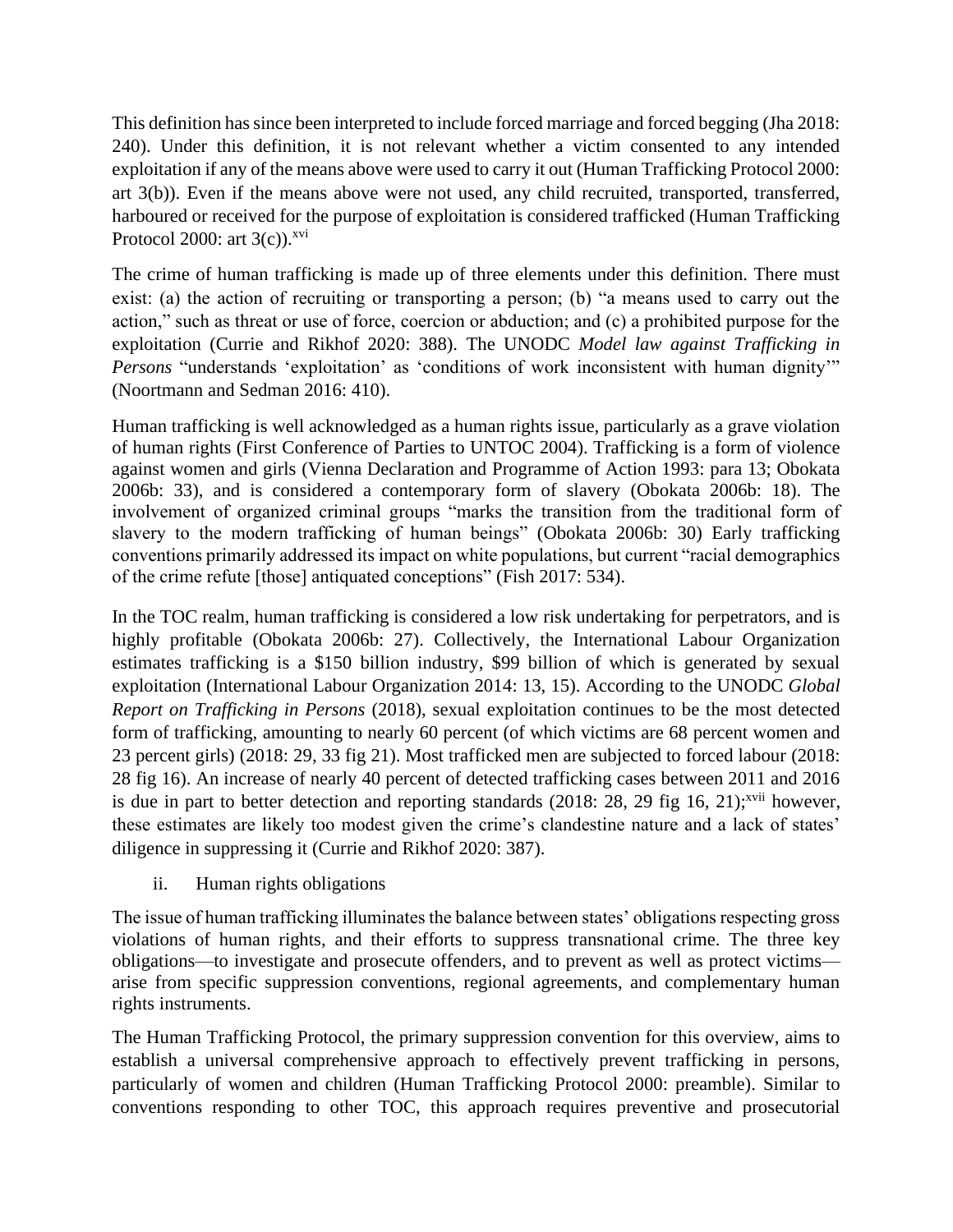This definition has since been interpreted to include forced marriage and forced begging (Jha 2018: 240). Under this definition, it is not relevant whether a victim consented to any intended exploitation if any of the means above were used to carry it out (Human Trafficking Protocol 2000: art 3(b)). Even if the means above were not used, any child recruited, transported, transferred, harboured or received for the purpose of exploitation is considered trafficked (Human Trafficking Protocol 2000: art 3(c)).[xvi]

The crime of human trafficking is made up of three elements under this definition. There must exist: (a) the action of recruiting or transporting a person; (b) "a means used to carry out the action," such as threat or use of force, coercion or abduction; and (c) a prohibited purpose for the exploitation (Currie and Rikhof 2020: 388). The UNODC *Model law against Trafficking in Persons* "understands 'exploitation' as 'conditions of work inconsistent with human dignity'" (Noortmann and Sedman 2016: 410).

Human trafficking is well acknowledged as a human rights issue, particularly as a grave violation of human rights (First Conference of Parties to UNTOC 2004). Trafficking is a form of violence against women and girls (Vienna Declaration and Programme of Action 1993: para 13; Obokata 2006b: 33), and is considered a contemporary form of slavery (Obokata 2006b: 18). The involvement of organized criminal groups "marks the transition from the traditional form of slavery to the modern trafficking of human beings" (Obokata 2006b: 30) Early trafficking conventions primarily addressed its impact on white populations, but current "racial demographics of the crime refute [those] antiquated conceptions" (Fish 2017: 534).

In the TOC realm, human trafficking is considered a low risk undertaking for perpetrators, and is highly profitable (Obokata 2006b: 27). Collectively, the International Labour Organization estimates trafficking is a $150 billion industry, $99 billion of which is generated by sexual exploitation (International Labour Organization 2014: 13, 15). According to the UNODC *Global Report on Trafficking in Persons* (2018), sexual exploitation continues to be the most detected form of trafficking, amounting to nearly 60 percent (of which victims are 68 percent women and 23 percent girls) (2018: 29, 33 fig 21). Most trafficked men are subjected to forced labour (2018: 28 fig 16). An increase of nearly 40 percent of detected trafficking cases between 2011 and 2016 is due in part to better detection and reporting standards (2018: 28, 29 fig 16, 21);[xvii] however, these estimates are likely too modest given the crime's clandestine nature and a lack of states' diligence in suppressing it (Currie and Rikhof 2020: 387).

ii. Human rights obligations

The issue of human trafficking illuminates the balance between states' obligations respecting gross violations of human rights, and their efforts to suppress transnational crime. The three key obligations—to investigate and prosecute offenders, and to prevent as well as protect victims—arise from specific suppression conventions, regional agreements, and complementary human rights instruments.

The Human Trafficking Protocol, the primary suppression convention for this overview, aims to establish a universal comprehensive approach to effectively prevent trafficking in persons, particularly of women and children (Human Trafficking Protocol 2000: preamble). Similar to conventions responding to other TOC, this approach requires preventive and prosecutorial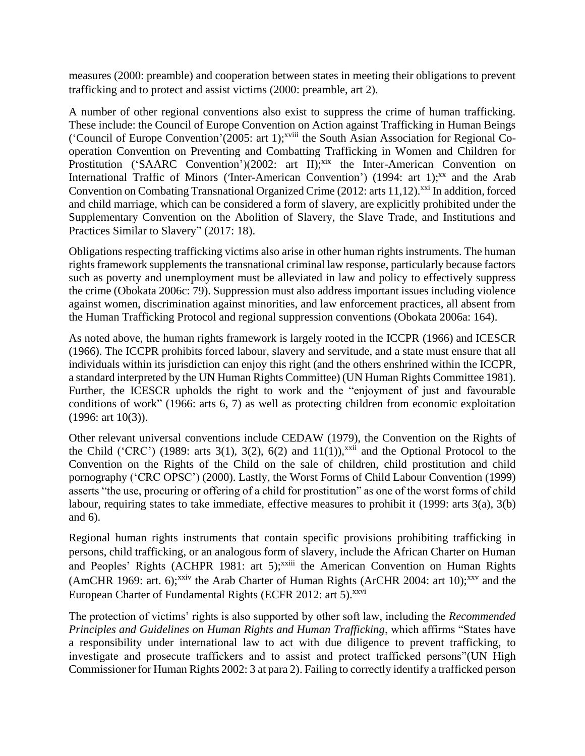measures (2000: preamble) and cooperation between states in meeting their obligations to prevent trafficking and to protect and assist victims (2000: preamble, art 2).

A number of other regional conventions also exist to suppress the crime of human trafficking. These include: the Council of Europe Convention on Action against Trafficking in Human Beings ('Council of Europe Convention'(2005: art 1);[xviii] the South Asian Association for Regional Co-operation Convention on Preventing and Combatting Trafficking in Women and Children for Prostitution ('SAARC Convention')(2002: art II);[xix] the Inter-American Convention on International Traffic of Minors ('Inter-American Convention') (1994: art 1);[xx] and the Arab Convention on Combating Transnational Organized Crime (2012: arts 11,12).[xxi] In addition, forced and child marriage, which can be considered a form of slavery, are explicitly prohibited under the Supplementary Convention on the Abolition of Slavery, the Slave Trade, and Institutions and Practices Similar to Slavery" (2017: 18).

Obligations respecting trafficking victims also arise in other human rights instruments. The human rights framework supplements the transnational criminal law response, particularly because factors such as poverty and unemployment must be alleviated in law and policy to effectively suppress the crime (Obokata 2006c: 79). Suppression must also address important issues including violence against women, discrimination against minorities, and law enforcement practices, all absent from the Human Trafficking Protocol and regional suppression conventions (Obokata 2006a: 164).

As noted above, the human rights framework is largely rooted in the ICCPR (1966) and ICESCR (1966). The ICCPR prohibits forced labour, slavery and servitude, and a state must ensure that all individuals within its jurisdiction can enjoy this right (and the others enshrined within the ICCPR, a standard interpreted by the UN Human Rights Committee) (UN Human Rights Committee 1981). Further, the ICESCR upholds the right to work and the "enjoyment of just and favourable conditions of work" (1966: arts 6, 7) as well as protecting children from economic exploitation (1996: art 10(3)).

Other relevant universal conventions include CEDAW (1979), the Convention on the Rights of the Child ('CRC') (1989: arts 3(1), 3(2), 6(2) and 11(1)),[xxii] and the Optional Protocol to the Convention on the Rights of the Child on the sale of children, child prostitution and child pornography ('CRC OPSC') (2000). Lastly, the Worst Forms of Child Labour Convention (1999) asserts "the use, procuring or offering of a child for prostitution" as one of the worst forms of child labour, requiring states to take immediate, effective measures to prohibit it (1999: arts 3(a), 3(b) and 6).

Regional human rights instruments that contain specific provisions prohibiting trafficking in persons, child trafficking, or an analogous form of slavery, include the African Charter on Human and Peoples' Rights (ACHPR 1981: art 5);[xxiii] the American Convention on Human Rights (AmCHR 1969: art. 6);[xxiv] the Arab Charter of Human Rights (ArCHR 2004: art 10);[xxv] and the European Charter of Fundamental Rights (ECFR 2012: art 5).[xxvi]

The protection of victims' rights is also supported by other soft law, including the *Recommended Principles and Guidelines on Human Rights and Human Trafficking*, which affirms "States have a responsibility under international law to act with due diligence to prevent trafficking, to investigate and prosecute traffickers and to assist and protect trafficked persons"(UN High Commissioner for Human Rights 2002: 3 at para 2). Failing to correctly identify a trafficked person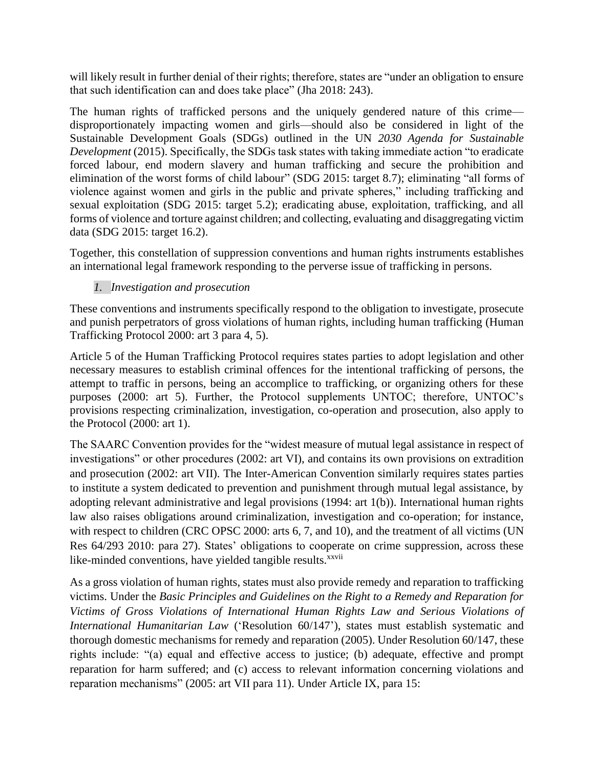will likely result in further denial of their rights; therefore, states are "under an obligation to ensure that such identification can and does take place" (Jha 2018: 243).

The human rights of trafficked persons and the uniquely gendered nature of this crime—disproportionately impacting women and girls—should also be considered in light of the Sustainable Development Goals (SDGs) outlined in the UN *2030 Agenda for Sustainable Development* (2015). Specifically, the SDGs task states with taking immediate action "to eradicate forced labour, end modern slavery and human trafficking and secure the prohibition and elimination of the worst forms of child labour" (SDG 2015: target 8.7); eliminating "all forms of violence against women and girls in the public and private spheres," including trafficking and sexual exploitation (SDG 2015: target 5.2); eradicating abuse, exploitation, trafficking, and all forms of violence and torture against children; and collecting, evaluating and disaggregating victim data (SDG 2015: target 16.2).

Together, this constellation of suppression conventions and human rights instruments establishes an international legal framework responding to the perverse issue of trafficking in persons.

### *1. Investigation and prosecution*

These conventions and instruments specifically respond to the obligation to investigate, prosecute and punish perpetrators of gross violations of human rights, including human trafficking (Human Trafficking Protocol 2000: art 3 para 4, 5).

Article 5 of the Human Trafficking Protocol requires states parties to adopt legislation and other necessary measures to establish criminal offences for the intentional trafficking of persons, the attempt to traffic in persons, being an accomplice to trafficking, or organizing others for these purposes (2000: art 5). Further, the Protocol supplements UNTOC; therefore, UNTOC's provisions respecting criminalization, investigation, co-operation and prosecution, also apply to the Protocol (2000: art 1).

The SAARC Convention provides for the "widest measure of mutual legal assistance in respect of investigations" or other procedures (2002: art VI), and contains its own provisions on extradition and prosecution (2002: art VII). The Inter-American Convention similarly requires states parties to institute a system dedicated to prevention and punishment through mutual legal assistance, by adopting relevant administrative and legal provisions (1994: art 1(b)). International human rights law also raises obligations around criminalization, investigation and co-operation; for instance, with respect to children (CRC OPSC 2000: arts 6, 7, and 10), and the treatment of all victims (UN Res 64/293 2010: para 27). States' obligations to cooperate on crime suppression, across these like-minded conventions, have yielded tangible results.[xxvii]

As a gross violation of human rights, states must also provide remedy and reparation to trafficking victims. Under the *Basic Principles and Guidelines on the Right to a Remedy and Reparation for Victims of Gross Violations of International Human Rights Law and Serious Violations of International Humanitarian Law* ('Resolution 60/147'), states must establish systematic and thorough domestic mechanisms for remedy and reparation (2005). Under Resolution 60/147, these rights include: "(a) equal and effective access to justice; (b) adequate, effective and prompt reparation for harm suffered; and (c) access to relevant information concerning violations and reparation mechanisms" (2005: art VII para 11). Under Article IX, para 15: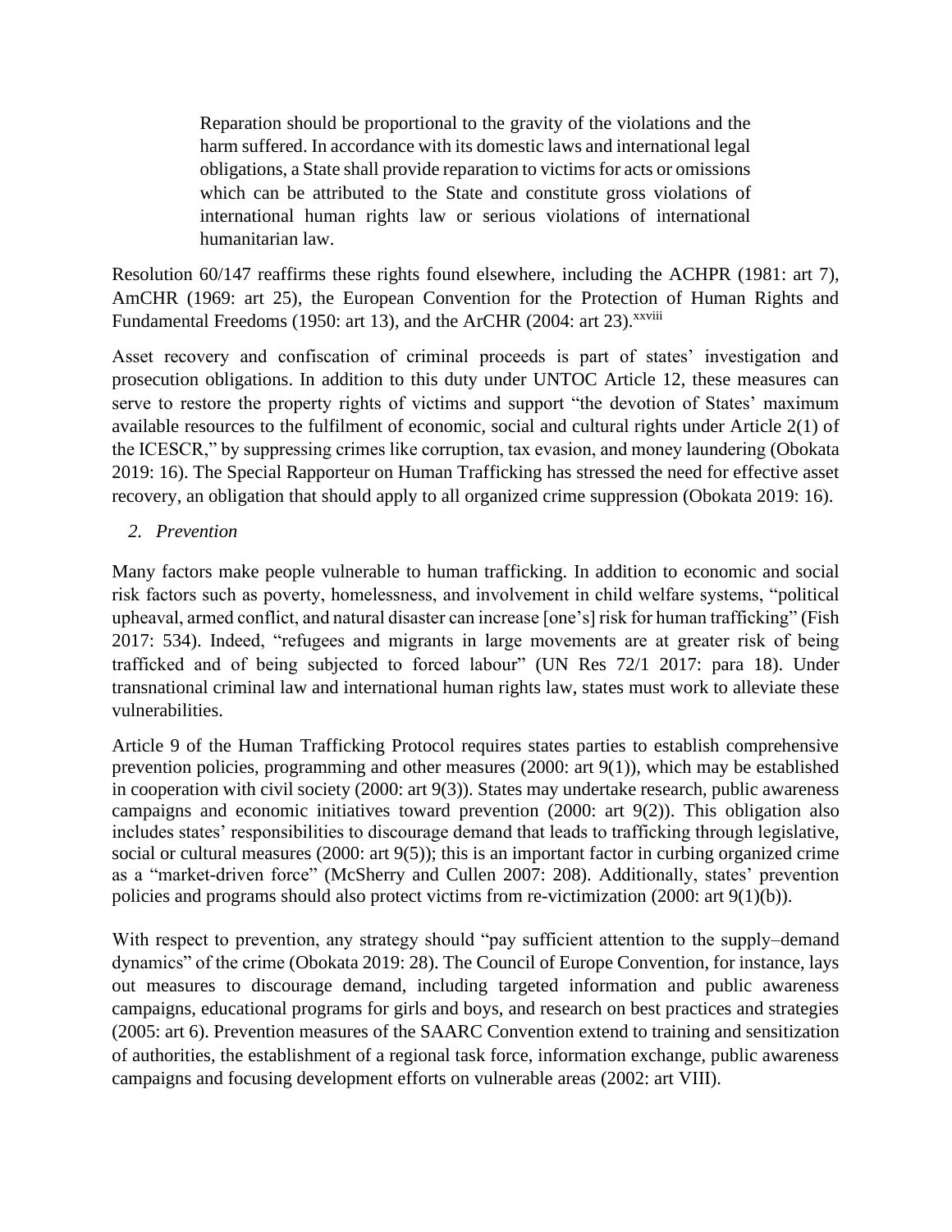> Reparation should be proportional to the gravity of the violations and the harm suffered. In accordance with its domestic laws and international legal obligations, a State shall provide reparation to victims for acts or omissions which can be attributed to the State and constitute gross violations of international human rights law or serious violations of international humanitarian law.

Resolution 60/147 reaffirms these rights found elsewhere, including the ACHPR (1981: art 7), AmCHR (1969: art 25), the European Convention for the Protection of Human Rights and Fundamental Freedoms (1950: art 13), and the ArCHR (2004: art 23).[xxviii]

Asset recovery and confiscation of criminal proceeds is part of states' investigation and prosecution obligations. In addition to this duty under UNTOC Article 12, these measures can serve to restore the property rights of victims and support "the devotion of States' maximum available resources to the fulfilment of economic, social and cultural rights under Article 2(1) of the ICESCR," by suppressing crimes like corruption, tax evasion, and money laundering (Obokata 2019: 16). The Special Rapporteur on Human Trafficking has stressed the need for effective asset recovery, an obligation that should apply to all organized crime suppression (Obokata 2019: 16).

## 2. *Prevention*

Many factors make people vulnerable to human trafficking. In addition to economic and social risk factors such as poverty, homelessness, and involvement in child welfare systems, "political upheaval, armed conflict, and natural disaster can increase [one's] risk for human trafficking" (Fish 2017: 534). Indeed, "refugees and migrants in large movements are at greater risk of being trafficked and of being subjected to forced labour" (UN Res 72/1 2017: para 18). Under transnational criminal law and international human rights law, states must work to alleviate these vulnerabilities.

Article 9 of the Human Trafficking Protocol requires states parties to establish comprehensive prevention policies, programming and other measures (2000: art 9(1)), which may be established in cooperation with civil society (2000: art 9(3)). States may undertake research, public awareness campaigns and economic initiatives toward prevention (2000: art 9(2)). This obligation also includes states' responsibilities to discourage demand that leads to trafficking through legislative, social or cultural measures (2000: art 9(5)); this is an important factor in curbing organized crime as a "market-driven force" (McSherry and Cullen 2007: 208). Additionally, states' prevention policies and programs should also protect victims from re-victimization (2000: art 9(1)(b)).

With respect to prevention, any strategy should "pay sufficient attention to the supply–demand dynamics" of the crime (Obokata 2019: 28). The Council of Europe Convention, for instance, lays out measures to discourage demand, including targeted information and public awareness campaigns, educational programs for girls and boys, and research on best practices and strategies (2005: art 6). Prevention measures of the SAARC Convention extend to training and sensitization of authorities, the establishment of a regional task force, information exchange, public awareness campaigns and focusing development efforts on vulnerable areas (2002: art VIII).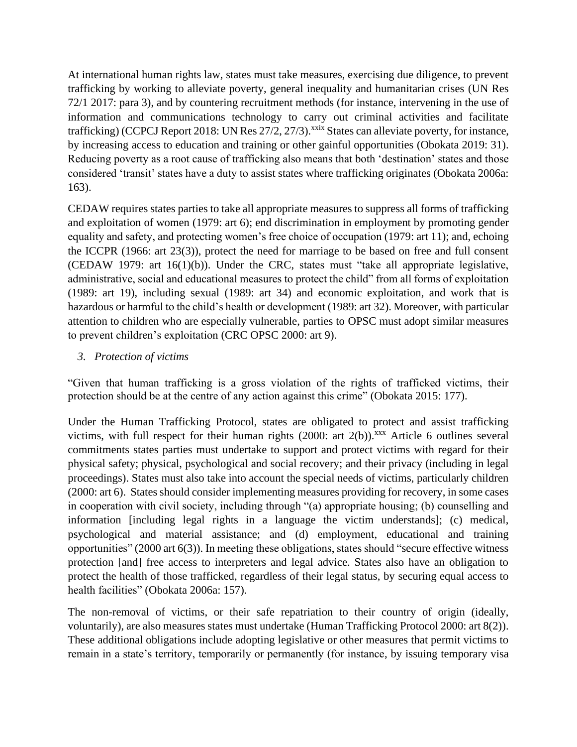At international human rights law, states must take measures, exercising due diligence, to prevent trafficking by working to alleviate poverty, general inequality and humanitarian crises (UN Res 72/1 2017: para 3), and by countering recruitment methods (for instance, intervening in the use of information and communications technology to carry out criminal activities and facilitate trafficking) (CCPCJ Report 2018: UN Res 27/2, 27/3).[xxix] States can alleviate poverty, for instance, by increasing access to education and training or other gainful opportunities (Obokata 2019: 31). Reducing poverty as a root cause of trafficking also means that both 'destination' states and those considered 'transit' states have a duty to assist states where trafficking originates (Obokata 2006a: 163).

CEDAW requires states parties to take all appropriate measures to suppress all forms of trafficking and exploitation of women (1979: art 6); end discrimination in employment by promoting gender equality and safety, and protecting women's free choice of occupation (1979: art 11); and, echoing the ICCPR (1966: art 23(3)), protect the need for marriage to be based on free and full consent (CEDAW 1979: art 16(1)(b)). Under the CRC, states must "take all appropriate legislative, administrative, social and educational measures to protect the child" from all forms of exploitation (1989: art 19), including sexual (1989: art 34) and economic exploitation, and work that is hazardous or harmful to the child's health or development (1989: art 32). Moreover, with particular attention to children who are especially vulnerable, parties to OPSC must adopt similar measures to prevent children's exploitation (CRC OPSC 2000: art 9).

### *3. Protection of victims*

"Given that human trafficking is a gross violation of the rights of trafficked victims, their protection should be at the centre of any action against this crime" (Obokata 2015: 177).

Under the Human Trafficking Protocol, states are obligated to protect and assist trafficking victims, with full respect for their human rights (2000: art 2(b)).[xxx] Article 6 outlines several commitments states parties must undertake to support and protect victims with regard for their physical safety; physical, psychological and social recovery; and their privacy (including in legal proceedings). States must also take into account the special needs of victims, particularly children (2000: art 6). States should consider implementing measures providing for recovery, in some cases in cooperation with civil society, including through "(a) appropriate housing; (b) counselling and information [including legal rights in a language the victim understands]; (c) medical, psychological and material assistance; and (d) employment, educational and training opportunities" (2000 art 6(3)). In meeting these obligations, states should "secure effective witness protection [and] free access to interpreters and legal advice. States also have an obligation to protect the health of those trafficked, regardless of their legal status, by securing equal access to health facilities" (Obokata 2006a: 157).

The non-removal of victims, or their safe repatriation to their country of origin (ideally, voluntarily), are also measures states must undertake (Human Trafficking Protocol 2000: art 8(2)). These additional obligations include adopting legislative or other measures that permit victims to remain in a state's territory, temporarily or permanently (for instance, by issuing temporary visa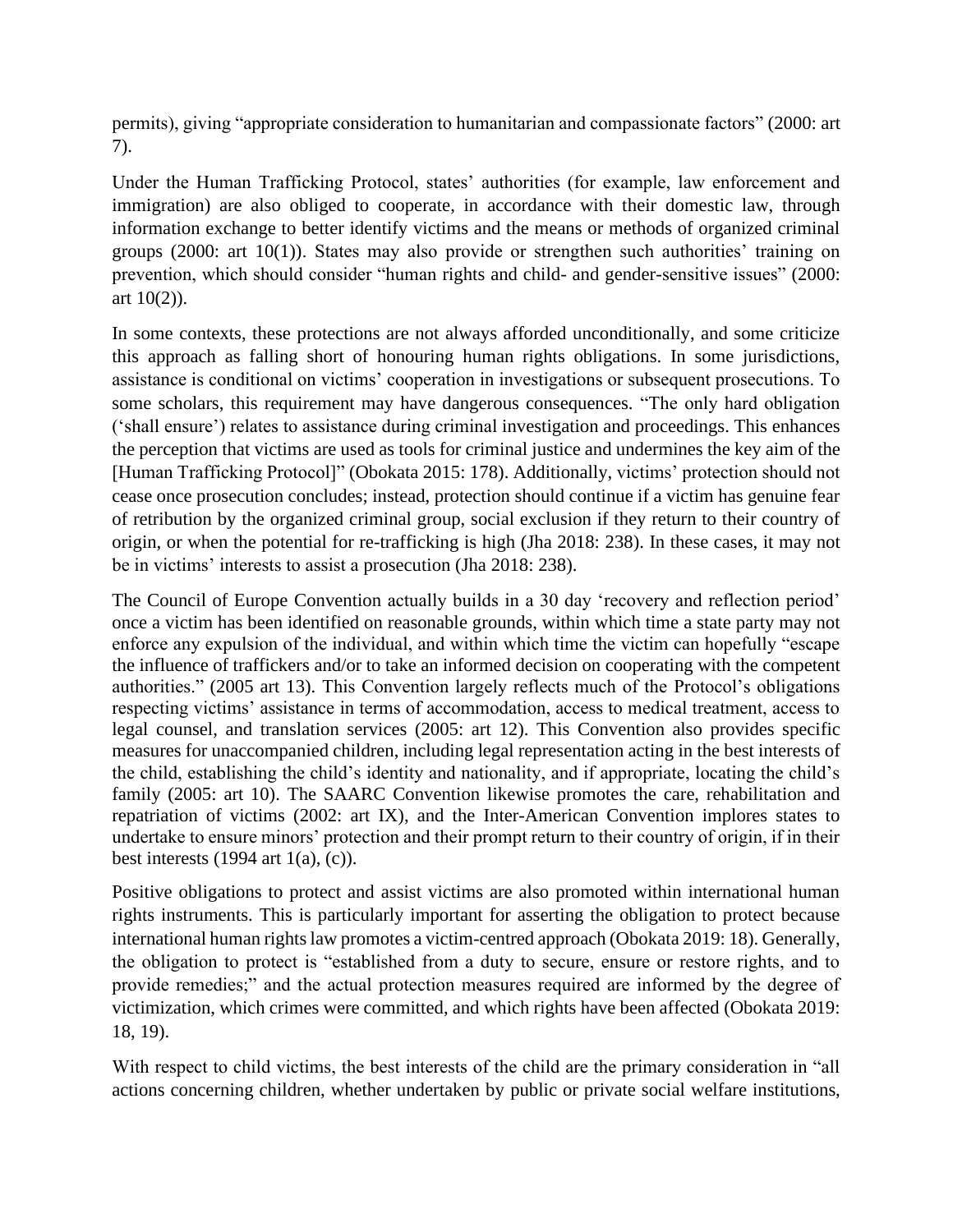permits), giving "appropriate consideration to humanitarian and compassionate factors" (2000: art 7).

Under the Human Trafficking Protocol, states' authorities (for example, law enforcement and immigration) are also obliged to cooperate, in accordance with their domestic law, through information exchange to better identify victims and the means or methods of organized criminal groups (2000: art 10(1)). States may also provide or strengthen such authorities' training on prevention, which should consider "human rights and child- and gender-sensitive issues" (2000: art 10(2)).

In some contexts, these protections are not always afforded unconditionally, and some criticize this approach as falling short of honouring human rights obligations. In some jurisdictions, assistance is conditional on victims' cooperation in investigations or subsequent prosecutions. To some scholars, this requirement may have dangerous consequences. "The only hard obligation ('shall ensure') relates to assistance during criminal investigation and proceedings. This enhances the perception that victims are used as tools for criminal justice and undermines the key aim of the [Human Trafficking Protocol]" (Obokata 2015: 178). Additionally, victims' protection should not cease once prosecution concludes; instead, protection should continue if a victim has genuine fear of retribution by the organized criminal group, social exclusion if they return to their country of origin, or when the potential for re-trafficking is high (Jha 2018: 238). In these cases, it may not be in victims' interests to assist a prosecution (Jha 2018: 238).

The Council of Europe Convention actually builds in a 30 day 'recovery and reflection period' once a victim has been identified on reasonable grounds, within which time a state party may not enforce any expulsion of the individual, and within which time the victim can hopefully "escape the influence of traffickers and/or to take an informed decision on cooperating with the competent authorities." (2005 art 13). This Convention largely reflects much of the Protocol's obligations respecting victims' assistance in terms of accommodation, access to medical treatment, access to legal counsel, and translation services (2005: art 12). This Convention also provides specific measures for unaccompanied children, including legal representation acting in the best interests of the child, establishing the child's identity and nationality, and if appropriate, locating the child's family (2005: art 10). The SAARC Convention likewise promotes the care, rehabilitation and repatriation of victims (2002: art IX), and the Inter-American Convention implores states to undertake to ensure minors' protection and their prompt return to their country of origin, if in their best interests (1994 art 1(a), (c)).

Positive obligations to protect and assist victims are also promoted within international human rights instruments. This is particularly important for asserting the obligation to protect because international human rights law promotes a victim-centred approach (Obokata 2019: 18). Generally, the obligation to protect is "established from a duty to secure, ensure or restore rights, and to provide remedies;" and the actual protection measures required are informed by the degree of victimization, which crimes were committed, and which rights have been affected (Obokata 2019: 18, 19).

With respect to child victims, the best interests of the child are the primary consideration in "all actions concerning children, whether undertaken by public or private social welfare institutions,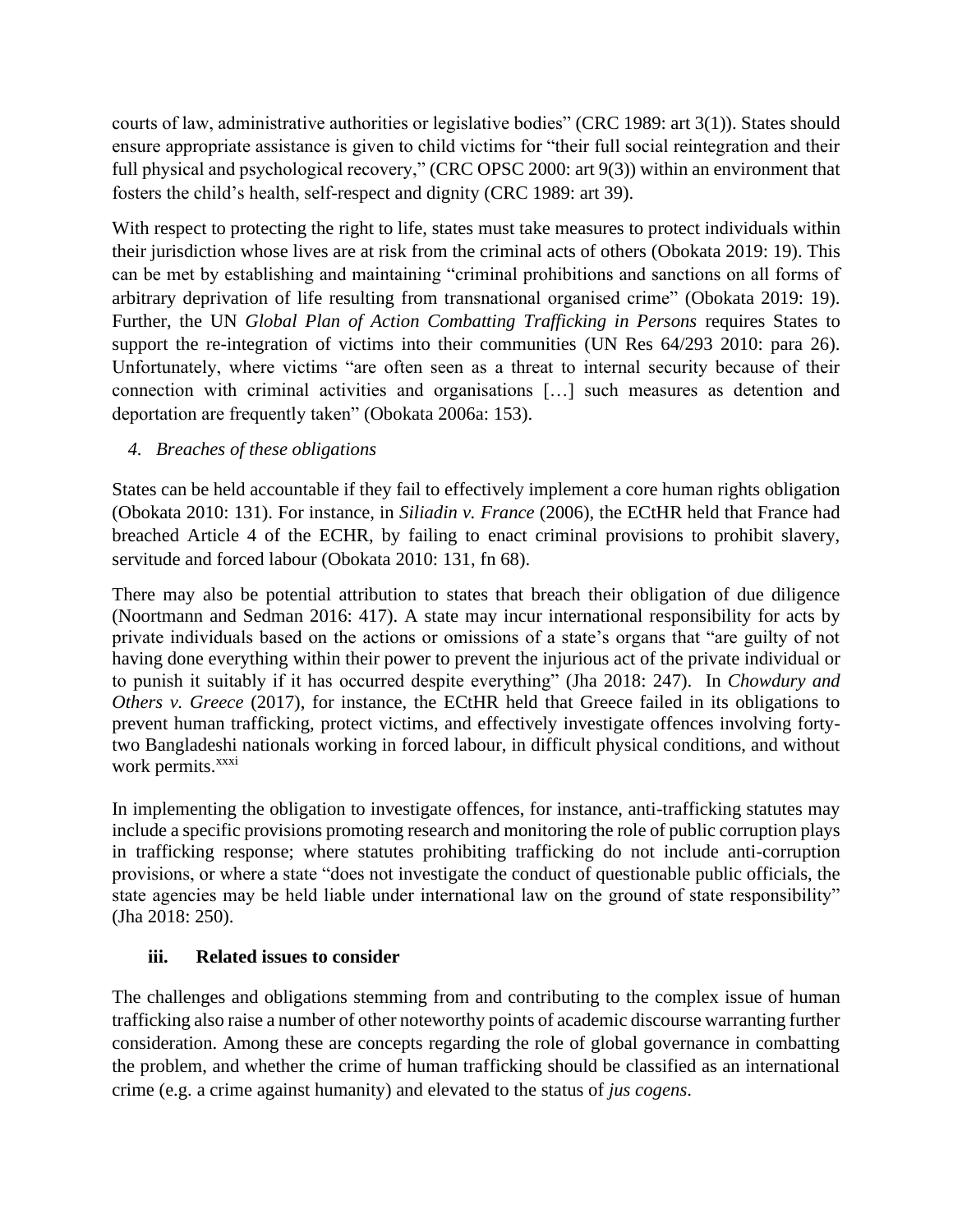courts of law, administrative authorities or legislative bodies" (CRC 1989: art 3(1)). States should ensure appropriate assistance is given to child victims for "their full social reintegration and their full physical and psychological recovery," (CRC OPSC 2000: art 9(3)) within an environment that fosters the child's health, self-respect and dignity (CRC 1989: art 39).

With respect to protecting the right to life, states must take measures to protect individuals within their jurisdiction whose lives are at risk from the criminal acts of others (Obokata 2019: 19). This can be met by establishing and maintaining "criminal prohibitions and sanctions on all forms of arbitrary deprivation of life resulting from transnational organised crime" (Obokata 2019: 19). Further, the UN *Global Plan of Action Combatting Trafficking in Persons* requires States to support the re-integration of victims into their communities (UN Res 64/293 2010: para 26). Unfortunately, where victims "are often seen as a threat to internal security because of their connection with criminal activities and organisations [...] such measures as detention and deportation are frequently taken" (Obokata 2006a: 153).

*4. Breaches of these obligations*

States can be held accountable if they fail to effectively implement a core human rights obligation (Obokata 2010: 131). For instance, in *Siliadin v. France* (2006), the ECtHR held that France had breached Article 4 of the ECHR, by failing to enact criminal provisions to prohibit slavery, servitude and forced labour (Obokata 2010: 131, fn 68).

There may also be potential attribution to states that breach their obligation of due diligence (Noortmann and Sedman 2016: 417). A state may incur international responsibility for acts by private individuals based on the actions or omissions of a state's organs that "are guilty of not having done everything within their power to prevent the injurious act of the private individual or to punish it suitably if it has occurred despite everything" (Jha 2018: 247). In *Chowdury and Others v. Greece* (2017), for instance, the ECtHR held that Greece failed in its obligations to prevent human trafficking, protect victims, and effectively investigate offences involving forty-two Bangladeshi nationals working in forced labour, in difficult physical conditions, and without work permits.[xxxi]

In implementing the obligation to investigate offences, for instance, anti-trafficking statutes may include a specific provisions promoting research and monitoring the role of public corruption plays in trafficking response; where statutes prohibiting trafficking do not include anti-corruption provisions, or where a state "does not investigate the conduct of questionable public officials, the state agencies may be held liable under international law on the ground of state responsibility" (Jha 2018: 250).

### iii. Related issues to consider

The challenges and obligations stemming from and contributing to the complex issue of human trafficking also raise a number of other noteworthy points of academic discourse warranting further consideration. Among these are concepts regarding the role of global governance in combatting the problem, and whether the crime of human trafficking should be classified as an international crime (e.g. a crime against humanity) and elevated to the status of *jus cogens*.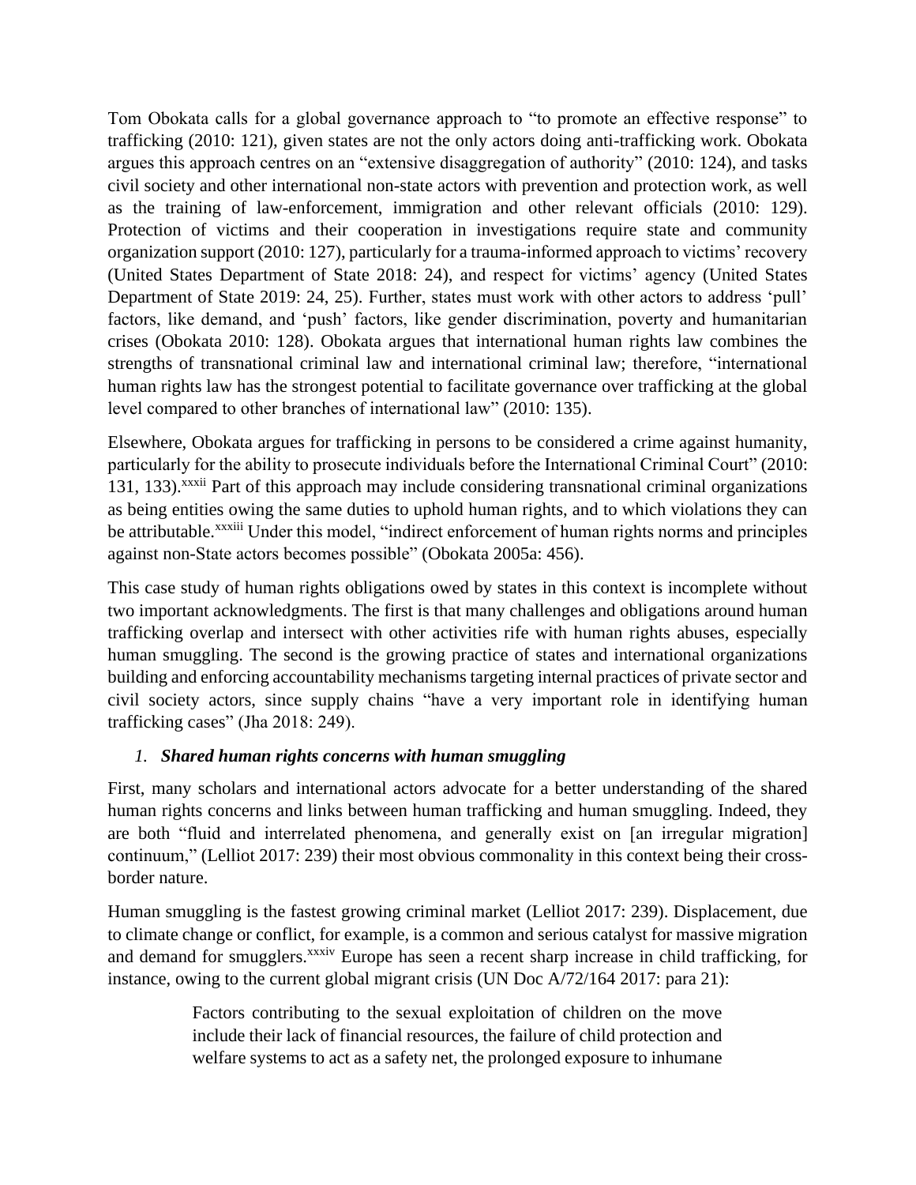Tom Obokata calls for a global governance approach to "to promote an effective response" to trafficking (2010: 121), given states are not the only actors doing anti-trafficking work. Obokata argues this approach centres on an "extensive disaggregation of authority" (2010: 124), and tasks civil society and other international non-state actors with prevention and protection work, as well as the training of law-enforcement, immigration and other relevant officials (2010: 129). Protection of victims and their cooperation in investigations require state and community organization support (2010: 127), particularly for a trauma-informed approach to victims' recovery (United States Department of State 2018: 24), and respect for victims' agency (United States Department of State 2019: 24, 25). Further, states must work with other actors to address 'pull' factors, like demand, and 'push' factors, like gender discrimination, poverty and humanitarian crises (Obokata 2010: 128). Obokata argues that international human rights law combines the strengths of transnational criminal law and international criminal law; therefore, "international human rights law has the strongest potential to facilitate governance over trafficking at the global level compared to other branches of international law" (2010: 135).

Elsewhere, Obokata argues for trafficking in persons to be considered a crime against humanity, particularly for the ability to prosecute individuals before the International Criminal Court" (2010: 131, 133).[xxxii] Part of this approach may include considering transnational criminal organizations as being entities owing the same duties to uphold human rights, and to which violations they can be attributable.[xxxiii] Under this model, "indirect enforcement of human rights norms and principles against non-State actors becomes possible" (Obokata 2005a: 456).

This case study of human rights obligations owed by states in this context is incomplete without two important acknowledgments. The first is that many challenges and obligations around human trafficking overlap and intersect with other activities rife with human rights abuses, especially human smuggling. The second is the growing practice of states and international organizations building and enforcing accountability mechanisms targeting internal practices of private sector and civil society actors, since supply chains "have a very important role in identifying human trafficking cases" (Jha 2018: 249).

### *1. Shared human rights concerns with human smuggling*

First, many scholars and international actors advocate for a better understanding of the shared human rights concerns and links between human trafficking and human smuggling. Indeed, they are both "fluid and interrelated phenomena, and generally exist on [an irregular migration] continuum," (Lelliot 2017: 239) their most obvious commonality in this context being their cross-border nature.

Human smuggling is the fastest growing criminal market (Lelliot 2017: 239). Displacement, due to climate change or conflict, for example, is a common and serious catalyst for massive migration and demand for smugglers.[xxxiv] Europe has seen a recent sharp increase in child trafficking, for instance, owing to the current global migrant crisis (UN Doc A/72/164 2017: para 21):

> Factors contributing to the sexual exploitation of children on the move include their lack of financial resources, the failure of child protection and welfare systems to act as a safety net, the prolonged exposure to inhumane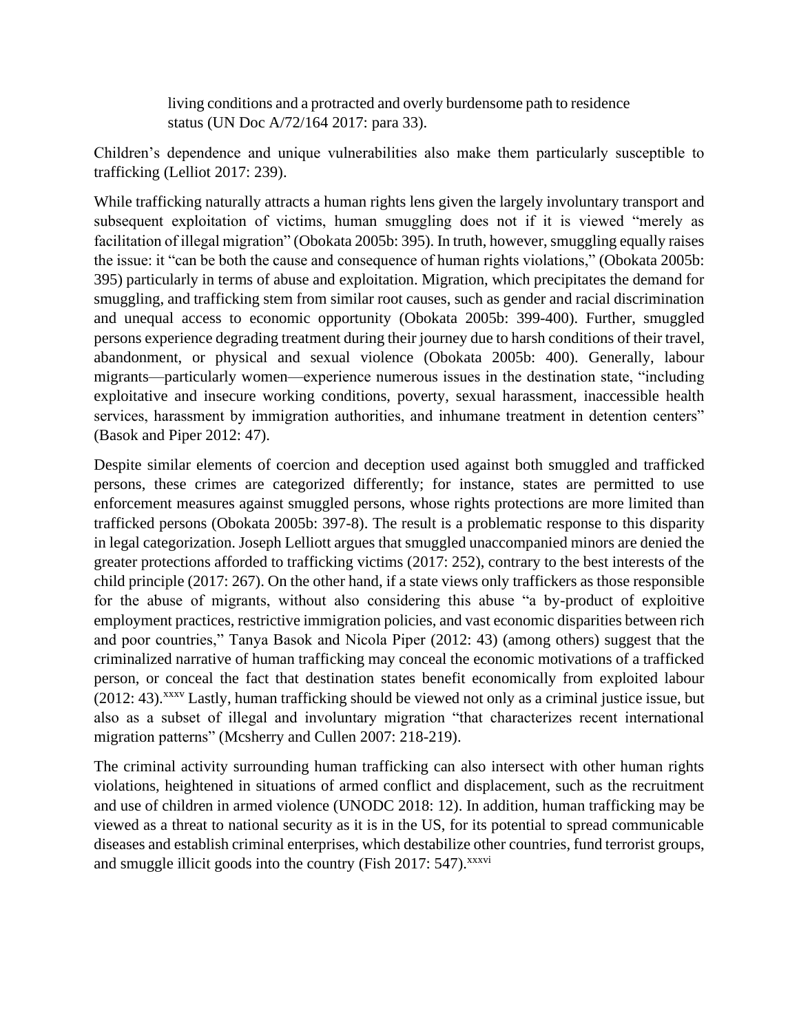> living conditions and a protracted and overly burdensome path to residence status (UN Doc A/72/164 2017: para 33).

Children's dependence and unique vulnerabilities also make them particularly susceptible to trafficking (Lelliot 2017: 239).

While trafficking naturally attracts a human rights lens given the largely involuntary transport and subsequent exploitation of victims, human smuggling does not if it is viewed "merely as facilitation of illegal migration" (Obokata 2005b: 395). In truth, however, smuggling equally raises the issue: it "can be both the cause and consequence of human rights violations," (Obokata 2005b: 395) particularly in terms of abuse and exploitation. Migration, which precipitates the demand for smuggling, and trafficking stem from similar root causes, such as gender and racial discrimination and unequal access to economic opportunity (Obokata 2005b: 399-400). Further, smuggled persons experience degrading treatment during their journey due to harsh conditions of their travel, abandonment, or physical and sexual violence (Obokata 2005b: 400). Generally, labour migrants—particularly women—experience numerous issues in the destination state, "including exploitative and insecure working conditions, poverty, sexual harassment, inaccessible health services, harassment by immigration authorities, and inhumane treatment in detention centers" (Basok and Piper 2012: 47).

Despite similar elements of coercion and deception used against both smuggled and trafficked persons, these crimes are categorized differently; for instance, states are permitted to use enforcement measures against smuggled persons, whose rights protections are more limited than trafficked persons (Obokata 2005b: 397-8). The result is a problematic response to this disparity in legal categorization. Joseph Lelliott argues that smuggled unaccompanied minors are denied the greater protections afforded to trafficking victims (2017: 252), contrary to the best interests of the child principle (2017: 267). On the other hand, if a state views only traffickers as those responsible for the abuse of migrants, without also considering this abuse "a by-product of exploitive employment practices, restrictive immigration policies, and vast economic disparities between rich and poor countries," Tanya Basok and Nicola Piper (2012: 43) (among others) suggest that the criminalized narrative of human trafficking may conceal the economic motivations of a trafficked person, or conceal the fact that destination states benefit economically from exploited labour (2012: 43).[xxxv] Lastly, human trafficking should be viewed not only as a criminal justice issue, but also as a subset of illegal and involuntary migration "that characterizes recent international migration patterns" (Mcsherry and Cullen 2007: 218-219).

The criminal activity surrounding human trafficking can also intersect with other human rights violations, heightened in situations of armed conflict and displacement, such as the recruitment and use of children in armed violence (UNODC 2018: 12). In addition, human trafficking may be viewed as a threat to national security as it is in the US, for its potential to spread communicable diseases and establish criminal enterprises, which destabilize other countries, fund terrorist groups, and smuggle illicit goods into the country (Fish 2017: 547).[xxxvi]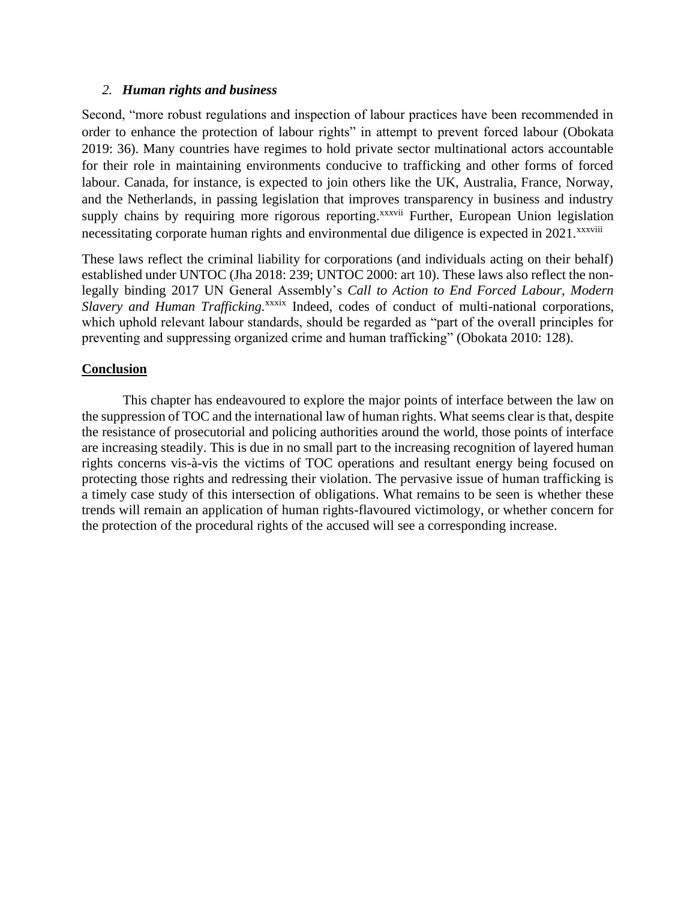### *2. Human rights and business*

Second, "more robust regulations and inspection of labour practices have been recommended in order to enhance the protection of labour rights" in attempt to prevent forced labour (Obokata 2019: 36). Many countries have regimes to hold private sector multinational actors accountable for their role in maintaining environments conducive to trafficking and other forms of forced labour. Canada, for instance, is expected to join others like the UK, Australia, France, Norway, and the Netherlands, in passing legislation that improves transparency in business and industry supply chains by requiring more rigorous reporting.[xxxvii] Further, European Union legislation necessitating corporate human rights and environmental due diligence is expected in 2021.[xxxviii]

These laws reflect the criminal liability for corporations (and individuals acting on their behalf) established under UNTOC (Jha 2018: 239; UNTOC 2000: art 10). These laws also reflect the non-legally binding 2017 UN General Assembly's *Call to Action to End Forced Labour, Modern Slavery and Human Trafficking.*[xxxix] Indeed, codes of conduct of multi-national corporations, which uphold relevant labour standards, should be regarded as "part of the overall principles for preventing and suppressing organized crime and human trafficking" (Obokata 2010: 128).

## **Conclusion**

This chapter has endeavoured to explore the major points of interface between the law on the suppression of TOC and the international law of human rights. What seems clear is that, despite the resistance of prosecutorial and policing authorities around the world, those points of interface are increasing steadily. This is due in no small part to the increasing recognition of layered human rights concerns vis-à-vis the victims of TOC operations and resultant energy being focused on protecting those rights and redressing their violation. The pervasive issue of human trafficking is a timely case study of this intersection of obligations. What remains to be seen is whether these trends will remain an application of human rights-flavoured victimology, or whether concern for the protection of the procedural rights of the accused will see a corresponding increase.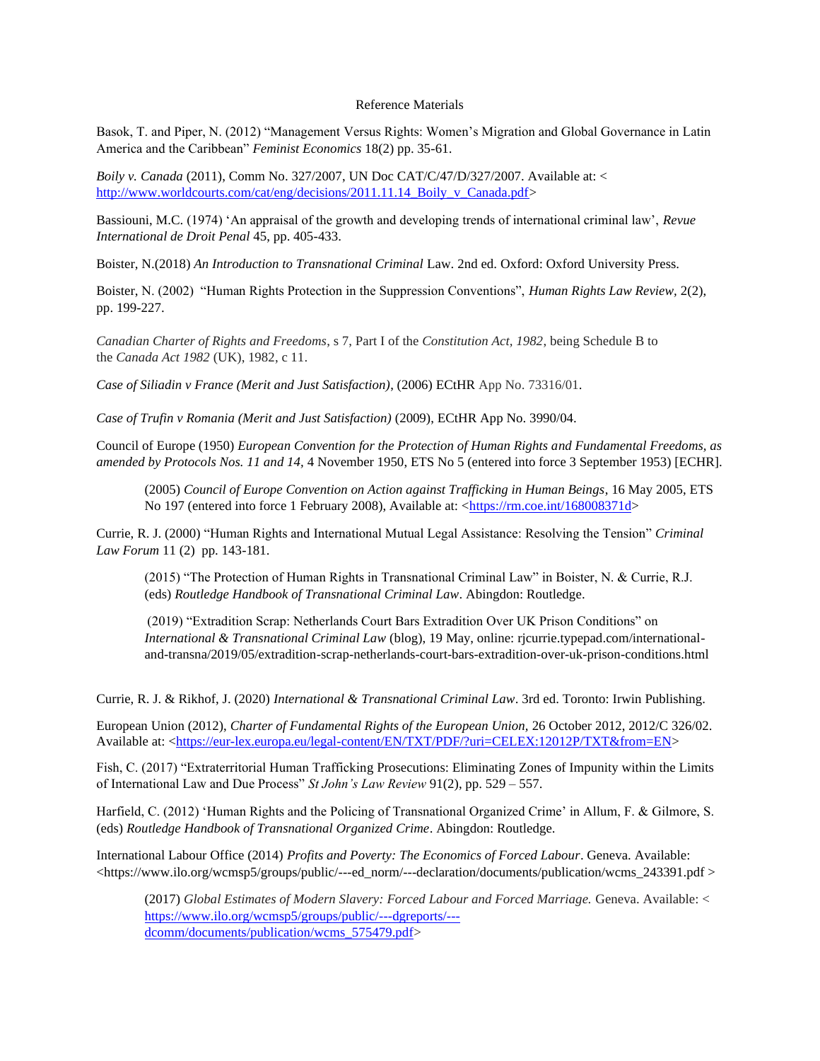Reference Materials

Basok, T. and Piper, N. (2012) "Management Versus Rights: Women's Migration and Global Governance in Latin America and the Caribbean" *Feminist Economics* 18(2) pp. 35-61.

*Boily v. Canada* (2011), Comm No. 327/2007, UN Doc CAT/C/47/D/327/2007. Available at: < http://www.worldcourts.com/cat/eng/decisions/2011.11.14_Boily_v_Canada.pdf>

Bassiouni, M.C. (1974) 'An appraisal of the growth and developing trends of international criminal law', *Revue International de Droit Penal* 45, pp. 405-433.

Boister, N.(2018) *An Introduction to Transnational Criminal* Law. 2nd ed. Oxford: Oxford University Press.

Boister, N. (2002) "Human Rights Protection in the Suppression Conventions", *Human Rights Law Review,* 2(2), pp. 199-227.

*Canadian Charter of Rights and Freedoms*, s 7, Part I of the *Constitution Act, 1982*, being Schedule B to the *Canada Act 1982* (UK), 1982, c 11.

*Case of Siliadin v France (Merit and Just Satisfaction)*, (2006) ECtHR App No. 73316/01.

*Case of Trufin v Romania (Merit and Just Satisfaction)* (2009), ECtHR App No. 3990/04.

Council of Europe (1950) *European Convention for the Protection of Human Rights and Fundamental Freedoms, as amended by Protocols Nos. 11 and 14,* 4 November 1950, ETS No 5 (entered into force 3 September 1953) [ECHR].

(2005) *Council of Europe Convention on Action against Trafficking in Human Beings*, 16 May 2005, ETS No 197 (entered into force 1 February 2008), Available at: <https://rm.coe.int/168008371d>

Currie, R. J. (2000) "Human Rights and International Mutual Legal Assistance: Resolving the Tension" *Criminal Law Forum* 11 (2) pp. 143-181.

(2015) "The Protection of Human Rights in Transnational Criminal Law" in Boister, N. & Currie, R.J. (eds) *Routledge Handbook of Transnational Criminal Law*. Abingdon: Routledge.

(2019) "Extradition Scrap: Netherlands Court Bars Extradition Over UK Prison Conditions" on *International & Transnational Criminal Law* (blog), 19 May, online: rjcurrie.typepad.com/international-and-transna/2019/05/extradition-scrap-netherlands-court-bars-extradition-over-uk-prison-conditions.html

Currie, R. J. & Rikhof, J. (2020) *International & Transnational Criminal Law*. 3rd ed. Toronto: Irwin Publishing.

European Union (2012), *Charter of Fundamental Rights of the European Union,* 26 October 2012, 2012/C 326/02. Available at: <https://eur-lex.europa.eu/legal-content/EN/TXT/PDF/?uri=CELEX:12012P/TXT&from=EN>

Fish, C. (2017) "Extraterritorial Human Trafficking Prosecutions: Eliminating Zones of Impunity within the Limits of International Law and Due Process" *St John's Law Review* 91(2), pp. 529 – 557.

Harfield, C. (2012) 'Human Rights and the Policing of Transnational Organized Crime' in Allum, F. & Gilmore, S. (eds) *Routledge Handbook of Transnational Organized Crime*. Abingdon: Routledge.

International Labour Office (2014) *Profits and Poverty: The Economics of Forced Labour*. Geneva. Available: <https://www.ilo.org/wcmsp5/groups/public/---ed_norm/---declaration/documents/publication/wcms_243391.pdf >

(2017) *Global Estimates of Modern Slavery: Forced Labour and Forced Marriage.* Geneva. Available: < https://www.ilo.org/wcmsp5/groups/public/---dgreports/---dcomm/documents/publication/wcms_575479.pdf>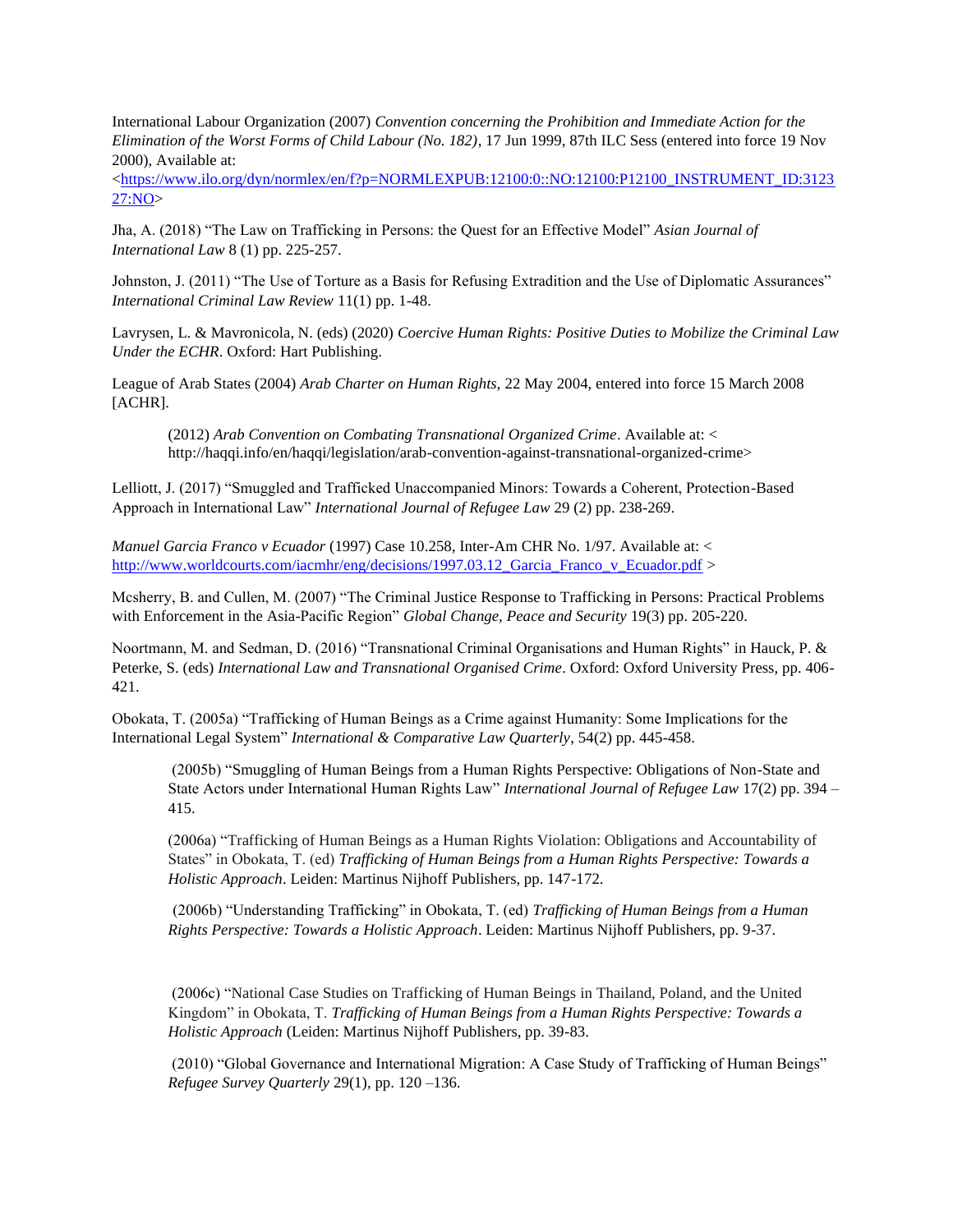International Labour Organization (2007) *Convention concerning the Prohibition and Immediate Action for the Elimination of the Worst Forms of Child Labour (No. 182)*, 17 Jun 1999, 87th ILC Sess (entered into force 19 Nov 2000), Available at: <https://www.ilo.org/dyn/normlex/en/f?p=NORMLEXPUB:12100:0::NO:12100:P12100_INSTRUMENT_ID:312327:NO>

Jha, A. (2018) "The Law on Trafficking in Persons: the Quest for an Effective Model" *Asian Journal of International Law* 8 (1) pp. 225-257.

Johnston, J. (2011) "The Use of Torture as a Basis for Refusing Extradition and the Use of Diplomatic Assurances" *International Criminal Law Review* 11(1) pp. 1-48.

Lavrysen, L. & Mavronicola, N. (eds) (2020) *Coercive Human Rights: Positive Duties to Mobilize the Criminal Law Under the ECHR*. Oxford: Hart Publishing.

League of Arab States (2004) *Arab Charter on Human Rights,* 22 May 2004, entered into force 15 March 2008 [ACHR].

> (2012) *Arab Convention on Combating Transnational Organized Crime*. Available at: < http://haqqi.info/en/haqqi/legislation/arab-convention-against-transnational-organized-crime>

Lelliott, J. (2017) "Smuggled and Trafficked Unaccompanied Minors: Towards a Coherent, Protection-Based Approach in International Law" *International Journal of Refugee Law* 29 (2) pp. 238-269.

*Manuel Garcia Franco v Ecuador* (1997) Case 10.258, Inter-Am CHR No. 1/97. Available at: < http://www.worldcourts.com/iacmhr/eng/decisions/1997.03.12_Garcia_Franco_v_Ecuador.pdf >

Mcsherry, B. and Cullen, M. (2007) "The Criminal Justice Response to Trafficking in Persons: Practical Problems with Enforcement in the Asia-Pacific Region" *Global Change, Peace and Security* 19(3) pp. 205-220.

Noortmann, M. and Sedman, D. (2016) "Transnational Criminal Organisations and Human Rights" in Hauck, P. & Peterke, S. (eds) *International Law and Transnational Organised Crime*. Oxford: Oxford University Press, pp. 406-421.

Obokata, T. (2005a) "Trafficking of Human Beings as a Crime against Humanity: Some Implications for the International Legal System" *International & Comparative Law Quarterly*, 54(2) pp. 445-458.

> (2005b) "Smuggling of Human Beings from a Human Rights Perspective: Obligations of Non-State and State Actors under International Human Rights Law" *International Journal of Refugee Law* 17(2) pp. 394 – 415.

> (2006a) "Trafficking of Human Beings as a Human Rights Violation: Obligations and Accountability of States" in Obokata, T. (ed) *Trafficking of Human Beings from a Human Rights Perspective: Towards a Holistic Approach*. Leiden: Martinus Nijhoff Publishers, pp. 147-172.

> (2006b) "Understanding Trafficking" in Obokata, T. (ed) *Trafficking of Human Beings from a Human Rights Perspective: Towards a Holistic Approach*. Leiden: Martinus Nijhoff Publishers, pp. 9-37.

> (2006c) "National Case Studies on Trafficking of Human Beings in Thailand, Poland, and the United Kingdom" in Obokata, T. *Trafficking of Human Beings from a Human Rights Perspective: Towards a Holistic Approach* (Leiden: Martinus Nijhoff Publishers, pp. 39-83.

> (2010) "Global Governance and International Migration: A Case Study of Trafficking of Human Beings" *Refugee Survey Quarterly* 29(1), pp. 120 –136.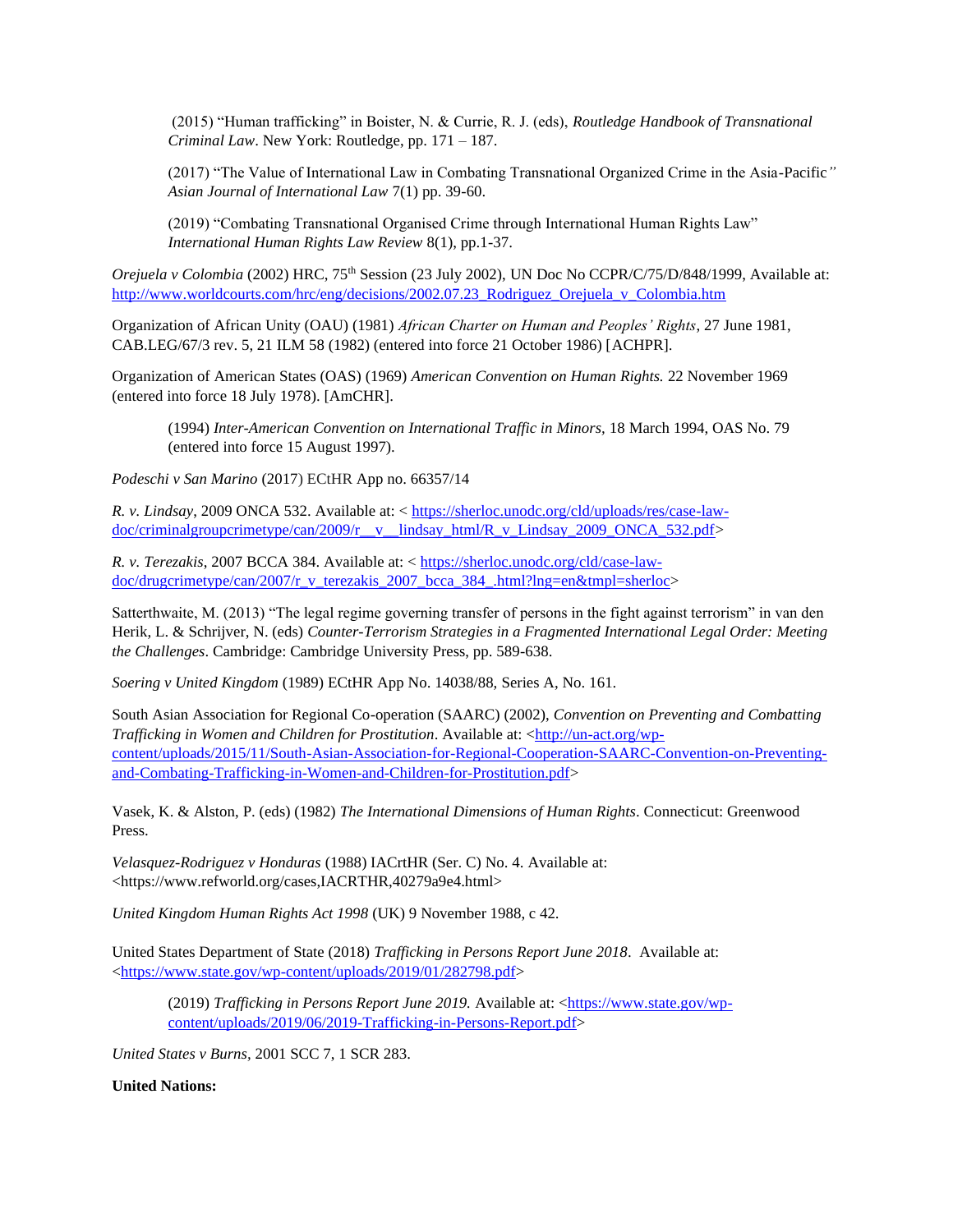(2015) "Human trafficking" in Boister, N. & Currie, R. J. (eds), *Routledge Handbook of Transnational Criminal Law*. New York: Routledge, pp. 171 – 187.

(2017) "The Value of International Law in Combating Transnational Organized Crime in the Asia-Pacific*" Asian Journal of International Law* 7(1) pp. 39-60.

(2019) "Combating Transnational Organised Crime through International Human Rights Law" *International Human Rights Law Review* 8(1), pp.1-37.

*Orejuela v Colombia* (2002) HRC, 75th Session (23 July 2002), UN Doc No CCPR/C/75/D/848/1999, Available at: http://www.worldcourts.com/hrc/eng/decisions/2002.07.23_Rodriguez_Orejuela_v_Colombia.htm

Organization of African Unity (OAU) (1981) *African Charter on Human and Peoples' Rights*, 27 June 1981, CAB.LEG/67/3 rev. 5, 21 ILM 58 (1982) (entered into force 21 October 1986) [ACHPR].

Organization of American States (OAS) (1969) *American Convention on Human Rights.* 22 November 1969 (entered into force 18 July 1978). [AmCHR].

(1994) *Inter-American Convention on International Traffic in Minors,* 18 March 1994, OAS No. 79 (entered into force 15 August 1997).

*Podeschi v San Marino* (2017) ECtHR App no. 66357/14

*R. v. Lindsay*, 2009 ONCA 532. Available at: < https://sherloc.unodc.org/cld/uploads/res/case-law-doc/criminalgroupcrimetype/can/2009/r__v__lindsay_html/R_v_Lindsay_2009_ONCA_532.pdf>

*R. v. Terezakis*, 2007 BCCA 384. Available at: < https://sherloc.unodc.org/cld/case-law-doc/drugcrimetype/can/2007/r_v_terezakis_2007_bcca_384_.html?lng=en&tmpl=sherloc>

Satterthwaite, M. (2013) "The legal regime governing transfer of persons in the fight against terrorism" in van den Herik, L. & Schrijver, N. (eds) *Counter-Terrorism Strategies in a Fragmented International Legal Order: Meeting the Challenges*. Cambridge: Cambridge University Press, pp. 589-638.

*Soering v United Kingdom* (1989) ECtHR App No. 14038/88, Series A, No. 161.

South Asian Association for Regional Co-operation (SAARC) (2002), *Convention on Preventing and Combatting Trafficking in Women and Children for Prostitution*. Available at: <http://un-act.org/wp-content/uploads/2015/11/South-Asian-Association-for-Regional-Cooperation-SAARC-Convention-on-Preventing-and-Combating-Trafficking-in-Women-and-Children-for-Prostitution.pdf>

Vasek, K. & Alston, P. (eds) (1982) *The International Dimensions of Human Rights*. Connecticut: Greenwood Press.

*Velasquez-Rodriguez v Honduras* (1988) IACrtHR (Ser. C) No. 4. Available at: <https://www.refworld.org/cases,IACRTHR,40279a9e4.html>

*United Kingdom Human Rights Act 1998* (UK) 9 November 1988, c 42.

United States Department of State (2018) *Trafficking in Persons Report June 2018*. Available at: <https://www.state.gov/wp-content/uploads/2019/01/282798.pdf>

(2019) *Trafficking in Persons Report June 2019.* Available at: <https://www.state.gov/wp-content/uploads/2019/06/2019-Trafficking-in-Persons-Report.pdf>

*United States v Burns*, 2001 SCC 7, 1 SCR 283.

**United Nations:**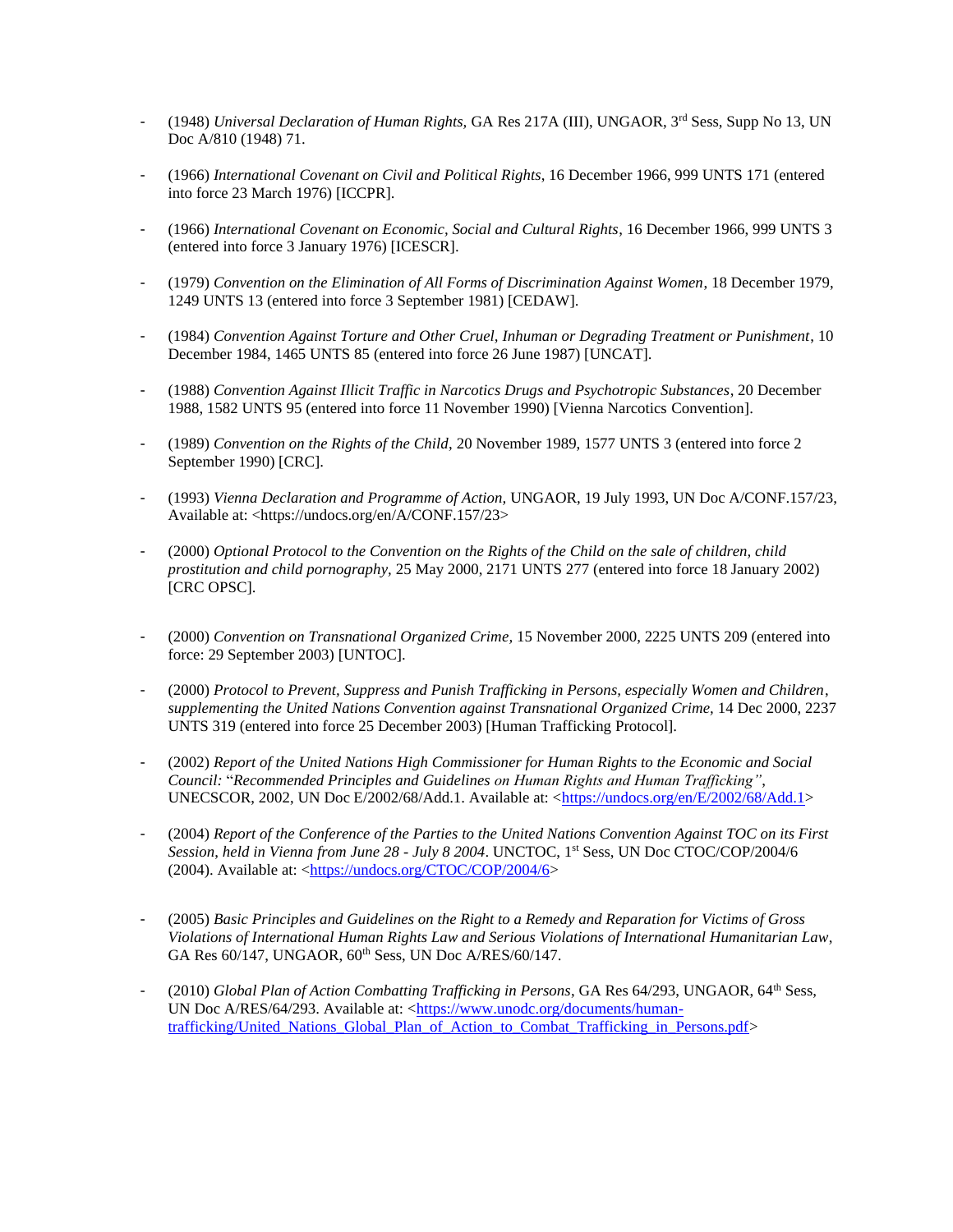- (1948) *Universal Declaration of Human Rights,* GA Res 217A (III), UNGAOR, 3rd Sess, Supp No 13, UN Doc A/810 (1948) 71.

- (1966) *International Covenant on Civil and Political Rights*, 16 December 1966, 999 UNTS 171 (entered into force 23 March 1976) [ICCPR].

- (1966) *International Covenant on Economic, Social and Cultural Rights*, 16 December 1966, 999 UNTS 3 (entered into force 3 January 1976) [ICESCR].

- (1979) *Convention on the Elimination of All Forms of Discrimination Against Women*, 18 December 1979, 1249 UNTS 13 (entered into force 3 September 1981) [CEDAW].

- (1984) *Convention Against Torture and Other Cruel, Inhuman or Degrading Treatment or Punishment*, 10 December 1984, 1465 UNTS 85 (entered into force 26 June 1987) [UNCAT].

- (1988) *Convention Against Illicit Traffic in Narcotics Drugs and Psychotropic Substances*, 20 December 1988, 1582 UNTS 95 (entered into force 11 November 1990) [Vienna Narcotics Convention].

- (1989) *Convention on the Rights of the Child*, 20 November 1989, 1577 UNTS 3 (entered into force 2 September 1990) [CRC].

- (1993) *Vienna Declaration and Programme of Action,* UNGAOR, 19 July 1993, UN Doc A/CONF.157/23, Available at: <https://undocs.org/en/A/CONF.157/23>

- (2000) *Optional Protocol to the Convention on the Rights of the Child on the sale of children, child prostitution and child pornography*, 25 May 2000, 2171 UNTS 277 (entered into force 18 January 2002) [CRC OPSC].

- (2000) *Convention on Transnational Organized Crime,* 15 November 2000, 2225 UNTS 209 (entered into force: 29 September 2003) [UNTOC].

- (2000) *Protocol to Prevent, Suppress and Punish Trafficking in Persons, especially Women and Children*, *supplementing the United Nations Convention against Transnational Organized Crime,* 14 Dec 2000, 2237 UNTS 319 (entered into force 25 December 2003) [Human Trafficking Protocol].

- (2002) *Report of the United Nations High Commissioner for Human Rights to the Economic and Social Council:* "*Recommended Principles and Guidelines on Human Rights and Human Trafficking"*, UNECSCOR, 2002, UN Doc E/2002/68/Add.1. Available at: <https://undocs.org/en/E/2002/68/Add.1>

- (2004) *Report of the Conference of the Parties to the United Nations Convention Against TOC on its First Session, held in Vienna from June 28 - July 8 2004*. UNCTOC, 1st Sess, UN Doc CTOC/COP/2004/6 (2004). Available at: <https://undocs.org/CTOC/COP/2004/6>

- (2005) *Basic Principles and Guidelines on the Right to a Remedy and Reparation for Victims of Gross Violations of International Human Rights Law and Serious Violations of International Humanitarian Law*, GA Res 60/147, UNGAOR, 60th Sess, UN Doc A/RES/60/147.

- (2010) *Global Plan of Action Combatting Trafficking in Persons*, GA Res 64/293, UNGAOR, 64th Sess, UN Doc A/RES/64/293. Available at: <https://www.unodc.org/documents/human-trafficking/United_Nations_Global_Plan_of_Action_to_Combat_Trafficking_in_Persons.pdf>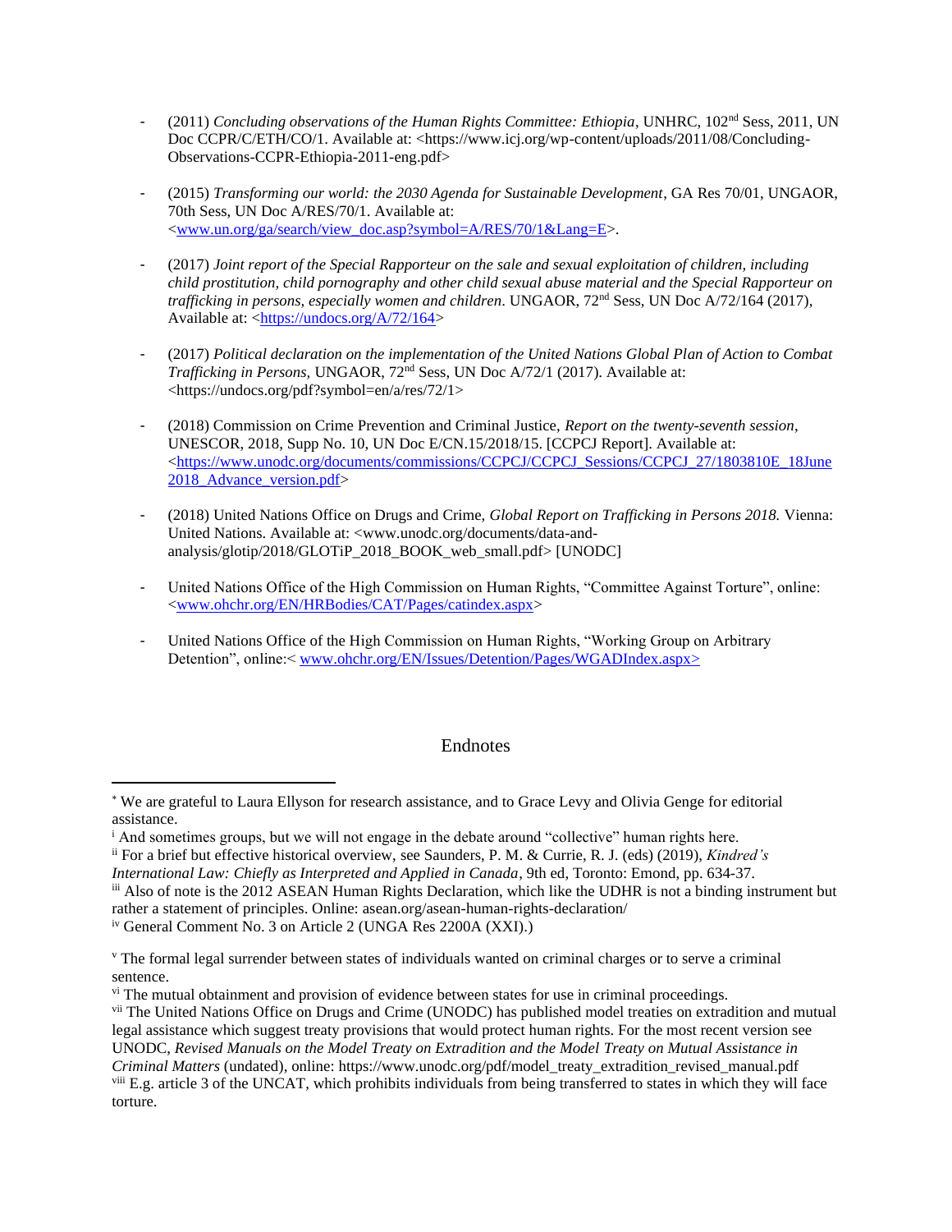- (2011) *Concluding observations of the Human Rights Committee: Ethiopia*, UNHRC, 102nd Sess, 2011, UN Doc CCPR/C/ETH/CO/1. Available at: <https://www.icj.org/wp-content/uploads/2011/08/Concluding-Observations-CCPR-Ethiopia-2011-eng.pdf>

- (2015) *Transforming our world: the 2030 Agenda for Sustainable Development*, GA Res 70/01, UNGAOR, 70th Sess, UN Doc A/RES/70/1. Available at: <www.un.org/ga/search/view_doc.asp?symbol=A/RES/70/1&Lang=E>.

- (2017) *Joint report of the Special Rapporteur on the sale and sexual exploitation of children, including child prostitution, child pornography and other child sexual abuse material and the Special Rapporteur on trafficking in persons, especially women and children*. UNGAOR, 72nd Sess, UN Doc A/72/164 (2017), Available at: <https://undocs.org/A/72/164>

- (2017) *Political declaration on the implementation of the United Nations Global Plan of Action to Combat Trafficking in Persons*, UNGAOR, 72nd Sess, UN Doc A/72/1 (2017). Available at: <https://undocs.org/pdf?symbol=en/a/res/72/1>

- (2018) Commission on Crime Prevention and Criminal Justice, *Report on the twenty-seventh session*, UNESCOR, 2018, Supp No. 10, UN Doc E/CN.15/2018/15. [CCPCJ Report]. Available at: <https://www.unodc.org/documents/commissions/CCPCJ/CCPCJ_Sessions/CCPCJ_27/1803810E_18June2018_Advance_version.pdf>

- (2018) United Nations Office on Drugs and Crime, *Global Report on Trafficking in Persons 2018.* Vienna: United Nations. Available at: <www.unodc.org/documents/data-and-analysis/glotip/2018/GLOTiP_2018_BOOK_web_small.pdf> [UNODC]

- United Nations Office of the High Commission on Human Rights, "Committee Against Torture", online: <www.ohchr.org/EN/HRBodies/CAT/Pages/catindex.aspx>

- United Nations Office of the High Commission on Human Rights, "Working Group on Arbitrary Detention", online:< www.ohchr.org/EN/Issues/Detention/Pages/WGADIndex.aspx>

## Endnotes

[*] We are grateful to Laura Ellyson for research assistance, and to Grace Levy and Olivia Genge for editorial assistance.

[i] And sometimes groups, but we will not engage in the debate around "collective" human rights here.

[ii] For a brief but effective historical overview, see Saunders, P. M. & Currie, R. J. (eds) (2019), *Kindred's International Law: Chiefly as Interpreted and Applied in Canada*, 9th ed, Toronto: Emond, pp. 634-37.

[iii] Also of note is the 2012 ASEAN Human Rights Declaration, which like the UDHR is not a binding instrument but rather a statement of principles. Online: asean.org/asean-human-rights-declaration/

[iv] General Comment No. 3 on Article 2 (UNGA Res 2200A (XXI).)

[v] The formal legal surrender between states of individuals wanted on criminal charges or to serve a criminal sentence.

[vi] The mutual obtainment and provision of evidence between states for use in criminal proceedings.

[vii] The United Nations Office on Drugs and Crime (UNODC) has published model treaties on extradition and mutual legal assistance which suggest treaty provisions that would protect human rights. For the most recent version see UNODC, *Revised Manuals on the Model Treaty on Extradition and the Model Treaty on Mutual Assistance in Criminal Matters* (undated), online: https://www.unodc.org/pdf/model_treaty_extradition_revised_manual.pdf

[viii] E.g. article 3 of the UNCAT, which prohibits individuals from being transferred to states in which they will face torture.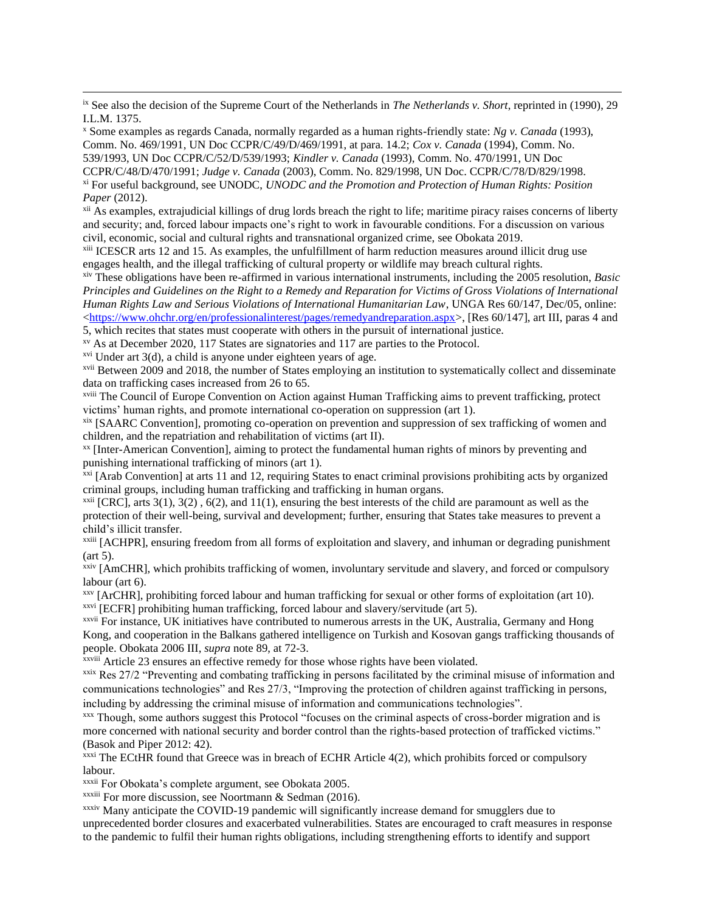[ix] See also the decision of the Supreme Court of the Netherlands in *The Netherlands v. Short*, reprinted in (1990), 29 I.L.M. 1375.

[x] Some examples as regards Canada, normally regarded as a human rights-friendly state: *Ng v. Canada* (1993), Comm. No. 469/1991, UN Doc CCPR/C/49/D/469/1991, at para. 14.2; *Cox v. Canada* (1994), Comm. No. 539/1993, UN Doc CCPR/C/52/D/539/1993; *Kindler v. Canada* (1993), Comm. No. 470/1991, UN Doc CCPR/C/48/D/470/1991; *Judge v. Canada* (2003), Comm. No. 829/1998, UN Doc. CCPR/C/78/D/829/1998.

[xi] For useful background, see UNODC, *UNODC and the Promotion and Protection of Human Rights: Position Paper* (2012).

[xii] As examples, extrajudicial killings of drug lords breach the right to life; maritime piracy raises concerns of liberty and security; and, forced labour impacts one's right to work in favourable conditions. For a discussion on various civil, economic, social and cultural rights and transnational organized crime, see Obokata 2019.

[xiii] ICESCR arts 12 and 15. As examples, the unfulfillment of harm reduction measures around illicit drug use engages health, and the illegal trafficking of cultural property or wildlife may breach cultural rights.

[xiv] These obligations have been re-affirmed in various international instruments, including the 2005 resolution, *Basic Principles and Guidelines on the Right to a Remedy and Reparation for Victims of Gross Violations of International Human Rights Law and Serious Violations of International Humanitarian Law*, UNGA Res 60/147, Dec/05, online: <https://www.ohchr.org/en/professionalinterest/pages/remedyandreparation.aspx>, [Res 60/147], art III, paras 4 and 5, which recites that states must cooperate with others in the pursuit of international justice.

[xv] As at December 2020, 117 States are signatories and 117 are parties to the Protocol.

[xvi] Under art 3(d), a child is anyone under eighteen years of age.

[xvii] Between 2009 and 2018, the number of States employing an institution to systematically collect and disseminate data on trafficking cases increased from 26 to 65.

[xviii] The Council of Europe Convention on Action against Human Trafficking aims to prevent trafficking, protect victims' human rights, and promote international co-operation on suppression (art 1).

[xix] [SAARC Convention], promoting co-operation on prevention and suppression of sex trafficking of women and children, and the repatriation and rehabilitation of victims (art II).

[xx] [Inter-American Convention], aiming to protect the fundamental human rights of minors by preventing and punishing international trafficking of minors (art 1).

[xxi] [Arab Convention] at arts 11 and 12, requiring States to enact criminal provisions prohibiting acts by organized criminal groups, including human trafficking and trafficking in human organs.

[xxii] [CRC], arts 3(1), 3(2) , 6(2), and 11(1), ensuring the best interests of the child are paramount as well as the protection of their well-being, survival and development; further, ensuring that States take measures to prevent a child's illicit transfer.

[xxiii] [ACHPR], ensuring freedom from all forms of exploitation and slavery, and inhuman or degrading punishment (art 5).

[xxiv] [AmCHR], which prohibits trafficking of women, involuntary servitude and slavery, and forced or compulsory labour (art 6).

[xxv] [ArCHR], prohibiting forced labour and human trafficking for sexual or other forms of exploitation (art 10).

[xxvi] [ECFR] prohibiting human trafficking, forced labour and slavery/servitude (art 5).

[xxvii] For instance, UK initiatives have contributed to numerous arrests in the UK, Australia, Germany and Hong Kong, and cooperation in the Balkans gathered intelligence on Turkish and Kosovan gangs trafficking thousands of people. Obokata 2006 III, *supra* note 89, at 72-3.

[xxviii] Article 23 ensures an effective remedy for those whose rights have been violated.

[xxix] Res 27/2 "Preventing and combating trafficking in persons facilitated by the criminal misuse of information and communications technologies" and Res 27/3, "Improving the protection of children against trafficking in persons, including by addressing the criminal misuse of information and communications technologies".

[xxx] Though, some authors suggest this Protocol "focuses on the criminal aspects of cross-border migration and is more concerned with national security and border control than the rights-based protection of trafficked victims." (Basok and Piper 2012: 42).

[xxxi] The ECtHR found that Greece was in breach of ECHR Article 4(2), which prohibits forced or compulsory labour.

[xxxii] For Obokata's complete argument, see Obokata 2005.

[xxxiii] For more discussion, see Noortmann & Sedman (2016).

[xxxiv] Many anticipate the COVID-19 pandemic will significantly increase demand for smugglers due to unprecedented border closures and exacerbated vulnerabilities. States are encouraged to craft measures in response to the pandemic to fulfil their human rights obligations, including strengthening efforts to identify and support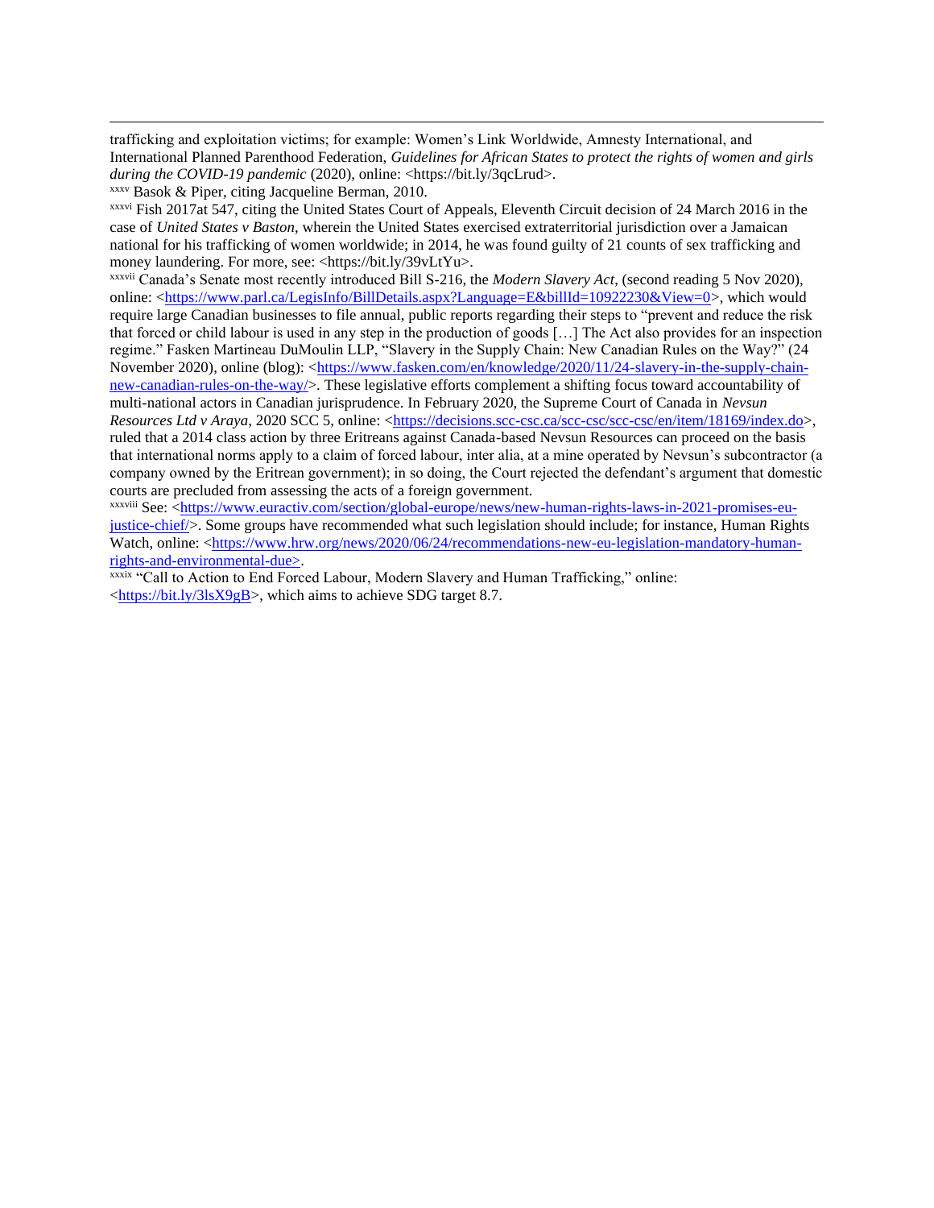trafficking and exploitation victims; for example: Women's Link Worldwide, Amnesty International, and International Planned Parenthood Federation, *Guidelines for African States to protect the rights of women and girls during the COVID-19 pandemic* (2020), online: <https://bit.ly/3qcLrud>.

[xxxv] Basok & Piper, citing Jacqueline Berman, 2010.

[xxxvi] Fish 2017at 547, citing the United States Court of Appeals, Eleventh Circuit decision of 24 March 2016 in the case of *United States v Baston*, wherein the United States exercised extraterritorial jurisdiction over a Jamaican national for his trafficking of women worldwide; in 2014, he was found guilty of 21 counts of sex trafficking and money laundering. For more, see: <https://bit.ly/39vLtYu>.

[xxxvii] Canada's Senate most recently introduced Bill S-216, the *Modern Slavery Act*, (second reading 5 Nov 2020), online: <https://www.parl.ca/LegisInfo/BillDetails.aspx?Language=E&billId=10922230&View=0>, which would require large Canadian businesses to file annual, public reports regarding their steps to "prevent and reduce the risk that forced or child labour is used in any step in the production of goods […] The Act also provides for an inspection regime." Fasken Martineau DuMoulin LLP, "Slavery in the Supply Chain: New Canadian Rules on the Way?" (24 November 2020), online (blog): <https://www.fasken.com/en/knowledge/2020/11/24-slavery-in-the-supply-chain-new-canadian-rules-on-the-way/>. These legislative efforts complement a shifting focus toward accountability of multi-national actors in Canadian jurisprudence. In February 2020, the Supreme Court of Canada in *Nevsun Resources Ltd v Araya*, 2020 SCC 5, online: <https://decisions.scc-csc.ca/scc-csc/scc-csc/en/item/18169/index.do>, ruled that a 2014 class action by three Eritreans against Canada-based Nevsun Resources can proceed on the basis that international norms apply to a claim of forced labour, inter alia, at a mine operated by Nevsun's subcontractor (a company owned by the Eritrean government); in so doing, the Court rejected the defendant's argument that domestic courts are precluded from assessing the acts of a foreign government.

[xxxviii] See: <https://www.euractiv.com/section/global-europe/news/new-human-rights-laws-in-2021-promises-eu-justice-chief/>. Some groups have recommended what such legislation should include; for instance, Human Rights Watch, online: <https://www.hrw.org/news/2020/06/24/recommendations-new-eu-legislation-mandatory-human-rights-and-environmental-due>.

[xxxix] "Call to Action to End Forced Labour, Modern Slavery and Human Trafficking," online: <https://bit.ly/3lsX9gB>, which aims to achieve SDG target 8.7.